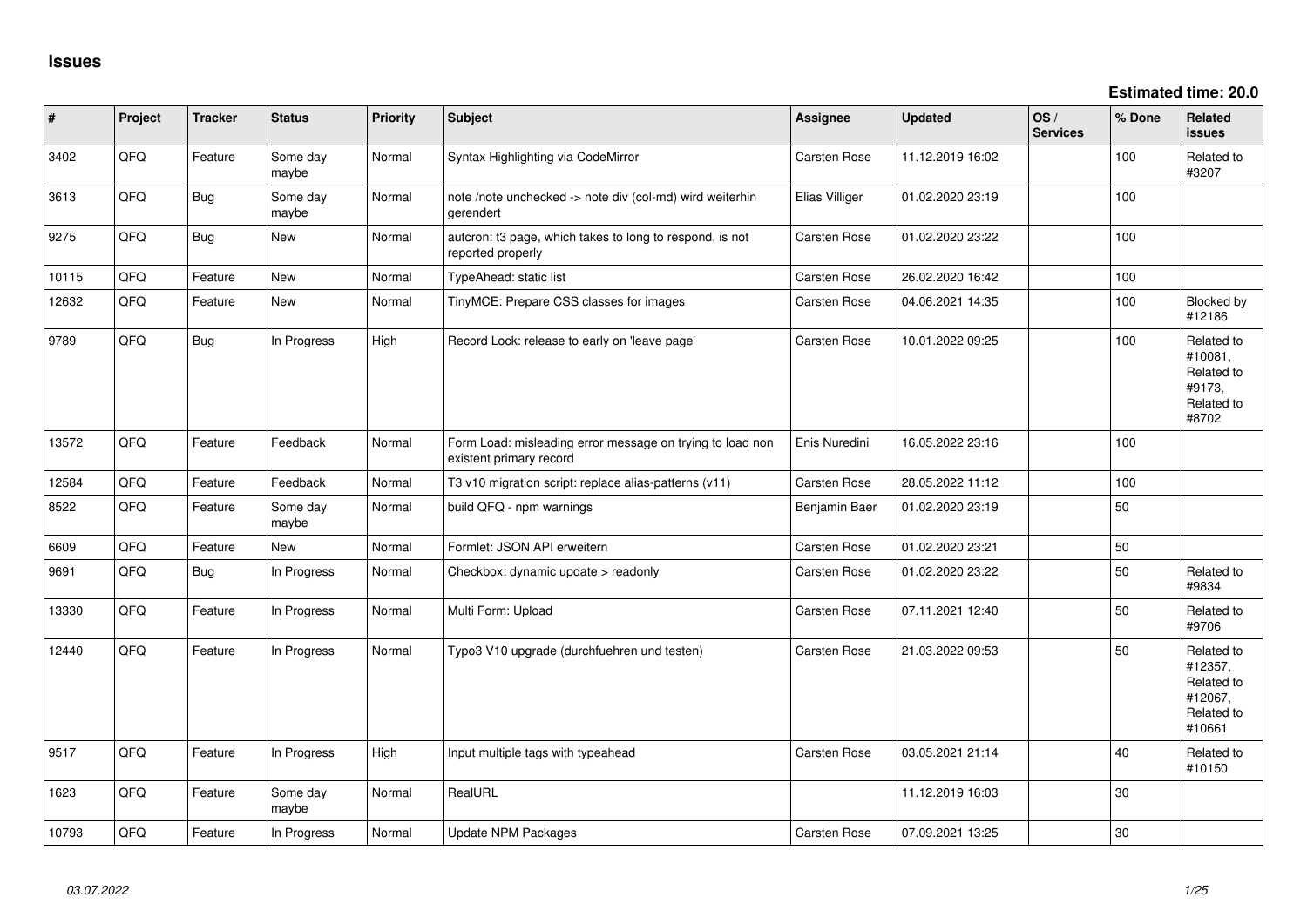# Issues

**Estimated time: 20.0**

| # | Project | Tracker | Status | Priority | Subject | Assignee | Updated | OS / Services | % Done | Related issues |
|---|---|---|---|---|---|---|---|---|---|---|
| 3402 | QFQ | Feature | Some day maybe | Normal | Syntax Highlighting via CodeMirror | Carsten Rose | 11.12.2019 16:02 | | 100 | Related to #3207 |
| 3613 | QFQ | Bug | Some day maybe | Normal | note /note unchecked -> note div (col-md) wird weiterhin gerendert | Elias Villiger | 01.02.2020 23:19 | | 100 | |
| 9275 | QFQ | Bug | New | Normal | autcron: t3 page, which takes to long to respond, is not reported properly | Carsten Rose | 01.02.2020 23:22 | | 100 | |
| 10115 | QFQ | Feature | New | Normal | TypeAhead: static list | Carsten Rose | 26.02.2020 16:42 | | 100 | |
| 12632 | QFQ | Feature | New | Normal | TinyMCE: Prepare CSS classes for images | Carsten Rose | 04.06.2021 14:35 | | 100 | Blocked by #12186 |
| 9789 | QFQ | Bug | In Progress | High | Record Lock: release to early on 'leave page' | Carsten Rose | 10.01.2022 09:25 | | 100 | Related to #10081, Related to #9173, Related to #8702 |
| 13572 | QFQ | Feature | Feedback | Normal | Form Load: misleading error message on trying to load non existent primary record | Enis Nuredini | 16.05.2022 23:16 | | 100 | |
| 12584 | QFQ | Feature | Feedback | Normal | T3 v10 migration script: replace alias-patterns (v11) | Carsten Rose | 28.05.2022 11:12 | | 100 | |
| 8522 | QFQ | Feature | Some day maybe | Normal | build QFQ - npm warnings | Benjamin Baer | 01.02.2020 23:19 | | 50 | |
| 6609 | QFQ | Feature | New | Normal | Formlet: JSON API erweitern | Carsten Rose | 01.02.2020 23:21 | | 50 | |
| 9691 | QFQ | Bug | In Progress | Normal | Checkbox: dynamic update > readonly | Carsten Rose | 01.02.2020 23:22 | | 50 | Related to #9834 |
| 13330 | QFQ | Feature | In Progress | Normal | Multi Form: Upload | Carsten Rose | 07.11.2021 12:40 | | 50 | Related to #9706 |
| 12440 | QFQ | Feature | In Progress | Normal | Typo3 V10 upgrade (durchfuehren und testen) | Carsten Rose | 21.03.2022 09:53 | | 50 | Related to #12357, Related to #12067, Related to #10661 |
| 9517 | QFQ | Feature | In Progress | High | Input multiple tags with typeahead | Carsten Rose | 03.05.2021 21:14 | | 40 | Related to #10150 |
| 1623 | QFQ | Feature | Some day maybe | Normal | RealURL | | 11.12.2019 16:03 | | 30 | |
| 10793 | QFQ | Feature | In Progress | Normal | Update NPM Packages | Carsten Rose | 07.09.2021 13:25 | | 30 | |

*03.07.2022*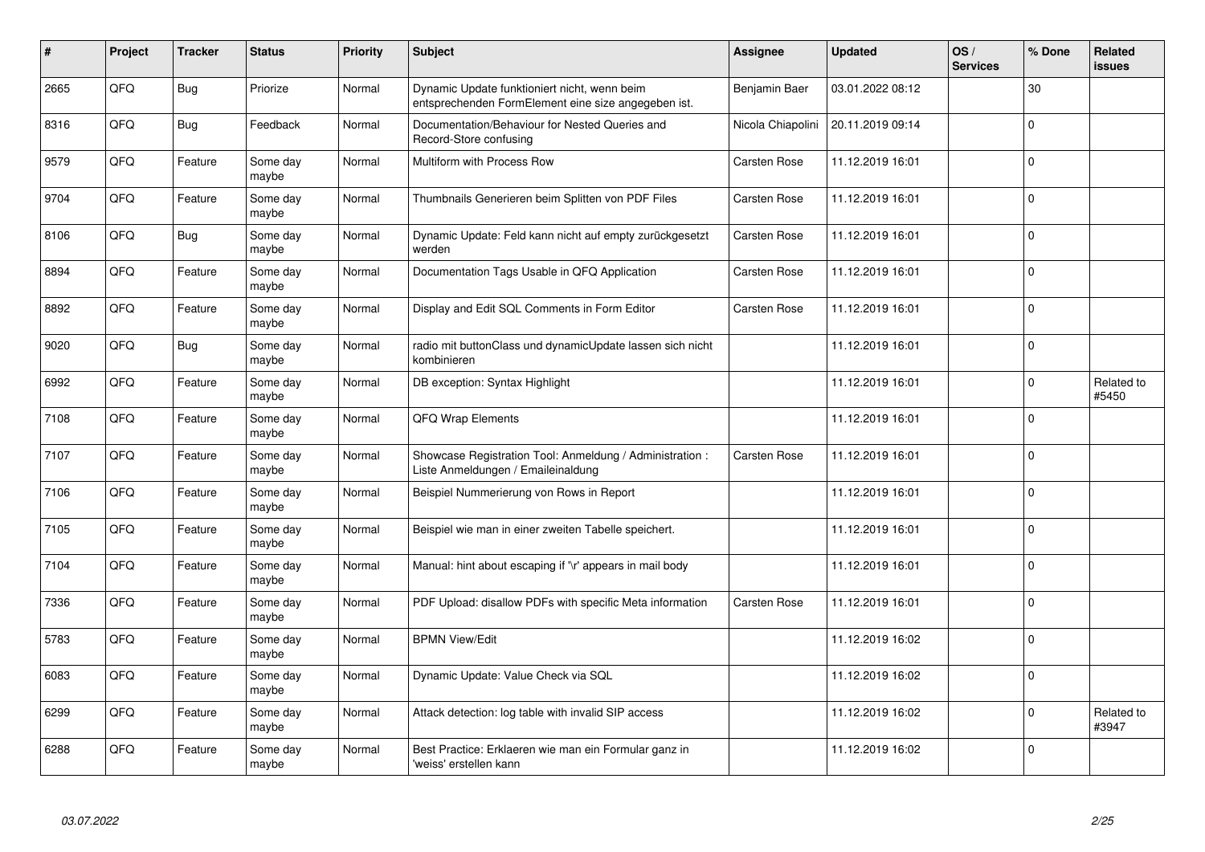| # | Project | Tracker | Status | Priority | Subject | Assignee | Updated | OS / Services | % Done | Related issues |
|---|---|---|---|---|---|---|---|---|---|---|
| 2665 | QFQ | Bug | Priorize | Normal | Dynamic Update funktioniert nicht, wenn beim entsprechenden FormElement eine size angegeben ist. | Benjamin Baer | 03.01.2022 08:12 | | 30 | |
| 8316 | QFQ | Bug | Feedback | Normal | Documentation/Behaviour for Nested Queries and Record-Store confusing | Nicola Chiapolini | 20.11.2019 09:14 | | 0 | |
| 9579 | QFQ | Feature | Some day maybe | Normal | Multiform with Process Row | Carsten Rose | 11.12.2019 16:01 | | 0 | |
| 9704 | QFQ | Feature | Some day maybe | Normal | Thumbnails Generieren beim Splitten von PDF Files | Carsten Rose | 11.12.2019 16:01 | | 0 | |
| 8106 | QFQ | Bug | Some day maybe | Normal | Dynamic Update: Feld kann nicht auf empty zurückgesetzt werden | Carsten Rose | 11.12.2019 16:01 | | 0 | |
| 8894 | QFQ | Feature | Some day maybe | Normal | Documentation Tags Usable in QFQ Application | Carsten Rose | 11.12.2019 16:01 | | 0 | |
| 8892 | QFQ | Feature | Some day maybe | Normal | Display and Edit SQL Comments in Form Editor | Carsten Rose | 11.12.2019 16:01 | | 0 | |
| 9020 | QFQ | Bug | Some day maybe | Normal | radio mit buttonClass und dynamicUpdate lassen sich nicht kombinieren | | 11.12.2019 16:01 | | 0 | |
| 6992 | QFQ | Feature | Some day maybe | Normal | DB exception: Syntax Highlight | | 11.12.2019 16:01 | | 0 | Related to #5450 |
| 7108 | QFQ | Feature | Some day maybe | Normal | QFQ Wrap Elements | | 11.12.2019 16:01 | | 0 | |
| 7107 | QFQ | Feature | Some day maybe | Normal | Showcase Registration Tool: Anmeldung / Administration : Liste Anmeldungen / Emaileinaldung | Carsten Rose | 11.12.2019 16:01 | | 0 | |
| 7106 | QFQ | Feature | Some day maybe | Normal | Beispiel Nummerierung von Rows in Report | | 11.12.2019 16:01 | | 0 | |
| 7105 | QFQ | Feature | Some day maybe | Normal | Beispiel wie man in einer zweiten Tabelle speichert. | | 11.12.2019 16:01 | | 0 | |
| 7104 | QFQ | Feature | Some day maybe | Normal | Manual: hint about escaping if '\r' appears in mail body | | 11.12.2019 16:01 | | 0 | |
| 7336 | QFQ | Feature | Some day maybe | Normal | PDF Upload: disallow PDFs with specific Meta information | Carsten Rose | 11.12.2019 16:01 | | 0 | |
| 5783 | QFQ | Feature | Some day maybe | Normal | BPMN View/Edit | | 11.12.2019 16:02 | | 0 | |
| 6083 | QFQ | Feature | Some day maybe | Normal | Dynamic Update: Value Check via SQL | | 11.12.2019 16:02 | | 0 | |
| 6299 | QFQ | Feature | Some day maybe | Normal | Attack detection: log table with invalid SIP access | | 11.12.2019 16:02 | | 0 | Related to #3947 |
| 6288 | QFQ | Feature | Some day maybe | Normal | Best Practice: Erklaeren wie man ein Formular ganz in 'weiss' erstellen kann | | 11.12.2019 16:02 | | 0 | |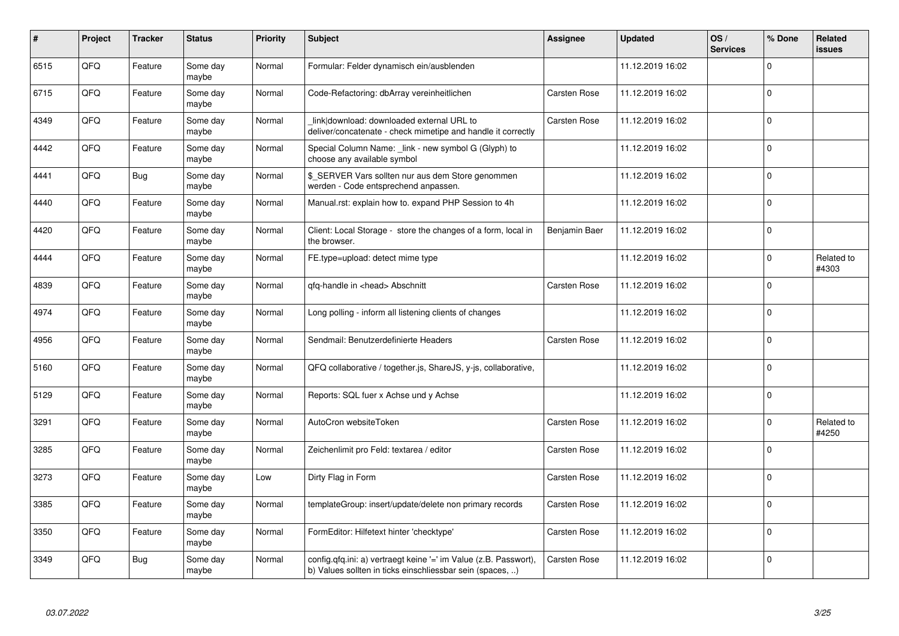| # | Project | Tracker | Status | Priority | Subject | Assignee | Updated | OS / Services | % Done | Related issues |
|---|---|---|---|---|---|---|---|---|---|---|
| 6515 | QFQ | Feature | Some day maybe | Normal | Formular: Felder dynamisch ein/ausblenden | | 11.12.2019 16:02 | | 0 | |
| 6715 | QFQ | Feature | Some day maybe | Normal | Code-Refactoring: dbArray vereinheitlichen | Carsten Rose | 11.12.2019 16:02 | | 0 | |
| 4349 | QFQ | Feature | Some day maybe | Normal | _link\|download: downloaded external URL to deliver/concatenate - check mimetipe and handle it correctly | Carsten Rose | 11.12.2019 16:02 | | 0 | |
| 4442 | QFQ | Feature | Some day maybe | Normal | Special Column Name: _link - new symbol G (Glyph) to choose any available symbol | | 11.12.2019 16:02 | | 0 | |
| 4441 | QFQ | Bug | Some day maybe | Normal | $_SERVER Vars sollten nur aus dem Store genommen werden - Code entsprechend anpassen. | | 11.12.2019 16:02 | | 0 | |
| 4440 | QFQ | Feature | Some day maybe | Normal | Manual.rst: explain how to. expand PHP Session to 4h | | 11.12.2019 16:02 | | 0 | |
| 4420 | QFQ | Feature | Some day maybe | Normal | Client: Local Storage - store the changes of a form, local in the browser. | Benjamin Baer | 11.12.2019 16:02 | | 0 | |
| 4444 | QFQ | Feature | Some day maybe | Normal | FE.type=upload: detect mime type | | 11.12.2019 16:02 | | 0 | Related to #4303 |
| 4839 | QFQ | Feature | Some day maybe | Normal | qfq-handle in <head> Abschnitt | Carsten Rose | 11.12.2019 16:02 | | 0 | |
| 4974 | QFQ | Feature | Some day maybe | Normal | Long polling - inform all listening clients of changes | | 11.12.2019 16:02 | | 0 | |
| 4956 | QFQ | Feature | Some day maybe | Normal | Sendmail: Benutzerdefinierte Headers | Carsten Rose | 11.12.2019 16:02 | | 0 | |
| 5160 | QFQ | Feature | Some day maybe | Normal | QFQ collaborative / together.js, ShareJS, y-js, collaborative, | | 11.12.2019 16:02 | | 0 | |
| 5129 | QFQ | Feature | Some day maybe | Normal | Reports: SQL fuer x Achse und y Achse | | 11.12.2019 16:02 | | 0 | |
| 3291 | QFQ | Feature | Some day maybe | Normal | AutoCron websiteToken | Carsten Rose | 11.12.2019 16:02 | | 0 | Related to #4250 |
| 3285 | QFQ | Feature | Some day maybe | Normal | Zeichenlimit pro Feld: textarea / editor | Carsten Rose | 11.12.2019 16:02 | | 0 | |
| 3273 | QFQ | Feature | Some day maybe | Low | Dirty Flag in Form | Carsten Rose | 11.12.2019 16:02 | | 0 | |
| 3385 | QFQ | Feature | Some day maybe | Normal | templateGroup: insert/update/delete non primary records | Carsten Rose | 11.12.2019 16:02 | | 0 | |
| 3350 | QFQ | Feature | Some day maybe | Normal | FormEditor: Hilfetext hinter 'checktype' | Carsten Rose | 11.12.2019 16:02 | | 0 | |
| 3349 | QFQ | Bug | Some day maybe | Normal | config.qfq.ini: a) vertraegt keine '=' im Value (z.B. Passwort), b) Values sollten in ticks einschliessbar sein (spaces, ..) | Carsten Rose | 11.12.2019 16:02 | | 0 | |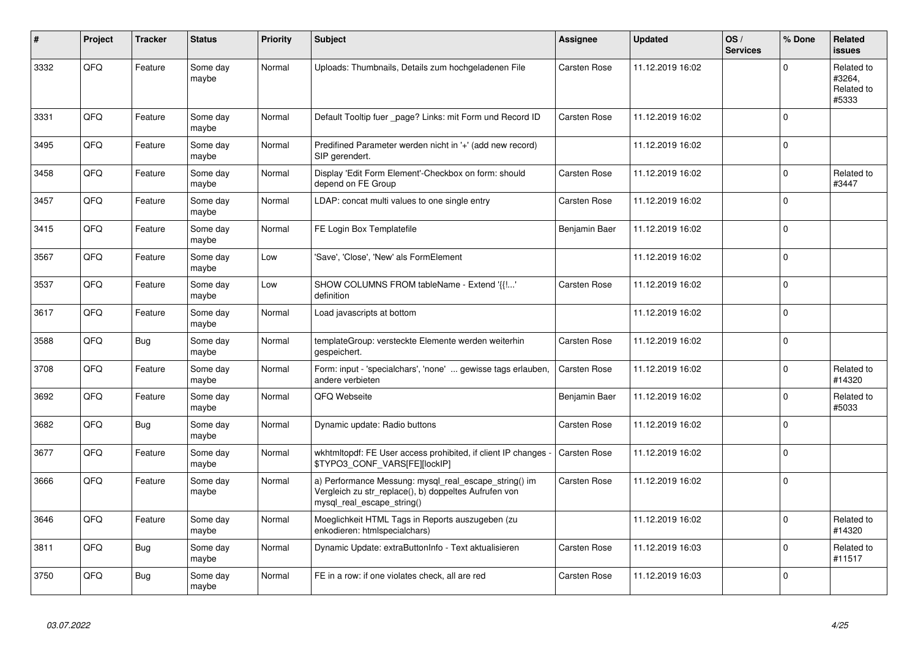| # | Project | Tracker | Status | Priority | Subject | Assignee | Updated | OS / Services | % Done | Related issues |
|---|---|---|---|---|---|---|---|---|---|---|
| 3332 | QFQ | Feature | Some day maybe | Normal | Uploads: Thumbnails, Details zum hochgeladenen File | Carsten Rose | 11.12.2019 16:02 | | 0 | Related to #3264, Related to #5333 |
| 3331 | QFQ | Feature | Some day maybe | Normal | Default Tooltip fuer _page? Links: mit Form und Record ID | Carsten Rose | 11.12.2019 16:02 | | 0 | |
| 3495 | QFQ | Feature | Some day maybe | Normal | Predifined Parameter werden nicht in '+' (add new record) SIP gerendert. | | 11.12.2019 16:02 | | 0 | |
| 3458 | QFQ | Feature | Some day maybe | Normal | Display 'Edit Form Element'-Checkbox on form: should depend on FE Group | Carsten Rose | 11.12.2019 16:02 | | 0 | Related to #3447 |
| 3457 | QFQ | Feature | Some day maybe | Normal | LDAP: concat multi values to one single entry | Carsten Rose | 11.12.2019 16:02 | | 0 | |
| 3415 | QFQ | Feature | Some day maybe | Normal | FE Login Box Templatefile | Benjamin Baer | 11.12.2019 16:02 | | 0 | |
| 3567 | QFQ | Feature | Some day maybe | Low | 'Save', 'Close', 'New' als FormElement | | 11.12.2019 16:02 | | 0 | |
| 3537 | QFQ | Feature | Some day maybe | Low | SHOW COLUMNS FROM tableName - Extend '{{!...' definition | Carsten Rose | 11.12.2019 16:02 | | 0 | |
| 3617 | QFQ | Feature | Some day maybe | Normal | Load javascripts at bottom | | 11.12.2019 16:02 | | 0 | |
| 3588 | QFQ | Bug | Some day maybe | Normal | templateGroup: versteckte Elemente werden weiterhin gespeichert. | Carsten Rose | 11.12.2019 16:02 | | 0 | |
| 3708 | QFQ | Feature | Some day maybe | Normal | Form: input - 'specialchars', 'none' ... gewisse tags erlauben, andere verbieten | Carsten Rose | 11.12.2019 16:02 | | 0 | Related to #14320 |
| 3692 | QFQ | Feature | Some day maybe | Normal | QFQ Webseite | Benjamin Baer | 11.12.2019 16:02 | | 0 | Related to #5033 |
| 3682 | QFQ | Bug | Some day maybe | Normal | Dynamic update: Radio buttons | Carsten Rose | 11.12.2019 16:02 | | 0 | |
| 3677 | QFQ | Feature | Some day maybe | Normal | wkhtmltopdf: FE User access prohibited, if client IP changes - $TYPO3_CONF_VARS[FE][lockIP] | Carsten Rose | 11.12.2019 16:02 | | 0 | |
| 3666 | QFQ | Feature | Some day maybe | Normal | a) Performance Messung: mysql_real_escape_string() im Vergleich zu str_replace(), b) doppeltes Aufrufen von mysql_real_escape_string() | Carsten Rose | 11.12.2019 16:02 | | 0 | |
| 3646 | QFQ | Feature | Some day maybe | Normal | Moeglichkeit HTML Tags in Reports auszugeben (zu enkodieren: htmlspecialchars) | | 11.12.2019 16:02 | | 0 | Related to #14320 |
| 3811 | QFQ | Bug | Some day maybe | Normal | Dynamic Update: extraButtonInfo - Text aktualisieren | Carsten Rose | 11.12.2019 16:03 | | 0 | Related to #11517 |
| 3750 | QFQ | Bug | Some day maybe | Normal | FE in a row: if one violates check, all are red | Carsten Rose | 11.12.2019 16:03 | | 0 | |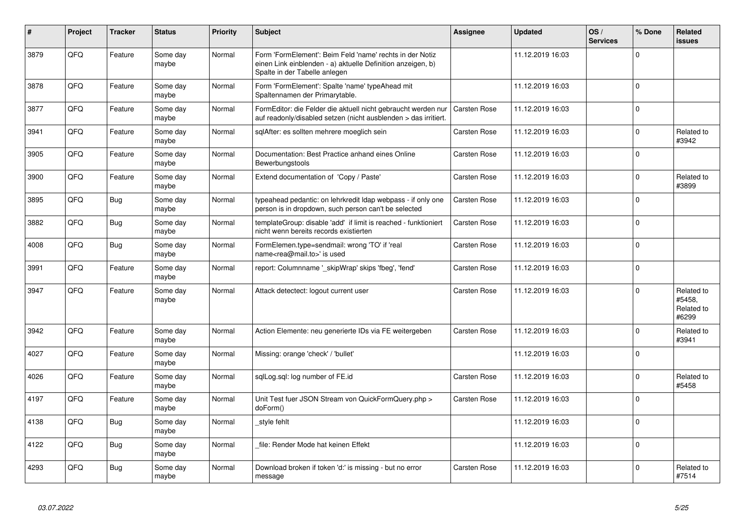| # | Project | Tracker | Status | Priority | Subject | Assignee | Updated | OS / Services | % Done | Related issues |
|---|---|---|---|---|---|---|---|---|---|---|
| 3879 | QFQ | Feature | Some day maybe | Normal | Form 'FormElement': Beim Feld 'name' rechts in der Notiz einen Link einblenden - a) aktuelle Definition anzeigen, b) Spalte in der Tabelle anlegen | | 11.12.2019 16:03 | | 0 | |
| 3878 | QFQ | Feature | Some day maybe | Normal | Form 'FormElement': Spalte 'name' typeAhead mit Spaltennamen der Primarytable. | | 11.12.2019 16:03 | | 0 | |
| 3877 | QFQ | Feature | Some day maybe | Normal | FormEditor: die Felder die aktuell nicht gebraucht werden nur auf readonly/disabled setzen (nicht ausblenden > das irritiert. | Carsten Rose | 11.12.2019 16:03 | | 0 | |
| 3941 | QFQ | Feature | Some day maybe | Normal | sqlAfter: es sollten mehrere moeglich sein | Carsten Rose | 11.12.2019 16:03 | | 0 | Related to #3942 |
| 3905 | QFQ | Feature | Some day maybe | Normal | Documentation: Best Practice anhand eines Online Bewerbungstools | Carsten Rose | 11.12.2019 16:03 | | 0 | |
| 3900 | QFQ | Feature | Some day maybe | Normal | Extend documentation of 'Copy / Paste' | Carsten Rose | 11.12.2019 16:03 | | 0 | Related to #3899 |
| 3895 | QFQ | Bug | Some day maybe | Normal | typeahead pedantic: on lehrkredit ldap webpass - if only one person is in dropdown, such person can't be selected | Carsten Rose | 11.12.2019 16:03 | | 0 | |
| 3882 | QFQ | Bug | Some day maybe | Normal | templateGroup: disable 'add' if limit is reached - funktioniert nicht wenn bereits records existierten | Carsten Rose | 11.12.2019 16:03 | | 0 | |
| 4008 | QFQ | Bug | Some day maybe | Normal | FormElemen.type=sendmail: wrong 'TO' if 'real name<rea@mail.to>' is used | Carsten Rose | 11.12.2019 16:03 | | 0 | |
| 3991 | QFQ | Feature | Some day maybe | Normal | report: Columnname '_skipWrap' skips 'fbeg', 'fend' | Carsten Rose | 11.12.2019 16:03 | | 0 | |
| 3947 | QFQ | Feature | Some day maybe | Normal | Attack detectect: logout current user | Carsten Rose | 11.12.2019 16:03 | | 0 | Related to #5458, Related to #6299 |
| 3942 | QFQ | Feature | Some day maybe | Normal | Action Elemente: neu generierte IDs via FE weitergeben | Carsten Rose | 11.12.2019 16:03 | | 0 | Related to #3941 |
| 4027 | QFQ | Feature | Some day maybe | Normal | Missing: orange 'check' / 'bullet' | | 11.12.2019 16:03 | | 0 | |
| 4026 | QFQ | Feature | Some day maybe | Normal | sqlLog.sql: log number of FE.id | Carsten Rose | 11.12.2019 16:03 | | 0 | Related to #5458 |
| 4197 | QFQ | Feature | Some day maybe | Normal | Unit Test fuer JSON Stream von QuickFormQuery.php > doForm() | Carsten Rose | 11.12.2019 16:03 | | 0 | |
| 4138 | QFQ | Bug | Some day maybe | Normal | _style fehlt | | 11.12.2019 16:03 | | 0 | |
| 4122 | QFQ | Bug | Some day maybe | Normal | _file: Render Mode hat keinen Effekt | | 11.12.2019 16:03 | | 0 | |
| 4293 | QFQ | Bug | Some day maybe | Normal | Download broken if token 'd:' is missing - but no error message | Carsten Rose | 11.12.2019 16:03 | | 0 | Related to #7514 |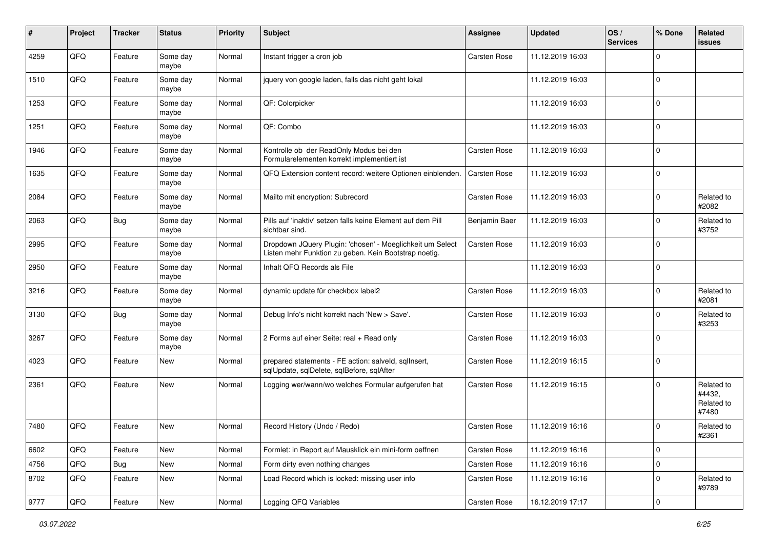| # | Project | Tracker | Status | Priority | Subject | Assignee | Updated | OS / Services | % Done | Related issues |
|---|---|---|---|---|---|---|---|---|---|---|
| 4259 | QFQ | Feature | Some day maybe | Normal | Instant trigger a cron job | Carsten Rose | 11.12.2019 16:03 | | 0 | |
| 1510 | QFQ | Feature | Some day maybe | Normal | jquery von google laden, falls das nicht geht lokal | | 11.12.2019 16:03 | | 0 | |
| 1253 | QFQ | Feature | Some day maybe | Normal | QF: Colorpicker | | 11.12.2019 16:03 | | 0 | |
| 1251 | QFQ | Feature | Some day maybe | Normal | QF: Combo | | 11.12.2019 16:03 | | 0 | |
| 1946 | QFQ | Feature | Some day maybe | Normal | Kontrolle ob der ReadOnly Modus bei den Formularelementen korrekt implementiert ist | Carsten Rose | 11.12.2019 16:03 | | 0 | |
| 1635 | QFQ | Feature | Some day maybe | Normal | QFQ Extension content record: weitere Optionen einblenden. | Carsten Rose | 11.12.2019 16:03 | | 0 | |
| 2084 | QFQ | Feature | Some day maybe | Normal | Mailto mit encryption: Subrecord | Carsten Rose | 11.12.2019 16:03 | | 0 | Related to #2082 |
| 2063 | QFQ | Bug | Some day maybe | Normal | Pills auf 'inaktiv' setzen falls keine Element auf dem Pill sichtbar sind. | Benjamin Baer | 11.12.2019 16:03 | | 0 | Related to #3752 |
| 2995 | QFQ | Feature | Some day maybe | Normal | Dropdown JQuery Plugin: 'chosen' - Moeglichkeit um Select Listen mehr Funktion zu geben. Kein Bootstrap noetig. | Carsten Rose | 11.12.2019 16:03 | | 0 | |
| 2950 | QFQ | Feature | Some day maybe | Normal | Inhalt QFQ Records als File | | 11.12.2019 16:03 | | 0 | |
| 3216 | QFQ | Feature | Some day maybe | Normal | dynamic update für checkbox label2 | Carsten Rose | 11.12.2019 16:03 | | 0 | Related to #2081 |
| 3130 | QFQ | Bug | Some day maybe | Normal | Debug Info's nicht korrekt nach 'New > Save'. | Carsten Rose | 11.12.2019 16:03 | | 0 | Related to #3253 |
| 3267 | QFQ | Feature | Some day maybe | Normal | 2 Forms auf einer Seite: real + Read only | Carsten Rose | 11.12.2019 16:03 | | 0 | |
| 4023 | QFQ | Feature | New | Normal | prepared statements - FE action: salveld, sqlInsert, sqlUpdate, sqlDelete, sqlBefore, sqlAfter | Carsten Rose | 11.12.2019 16:15 | | 0 | |
| 2361 | QFQ | Feature | New | Normal | Logging wer/wann/wo welches Formular aufgerufen hat | Carsten Rose | 11.12.2019 16:15 | | 0 | Related to #4432, Related to #7480 |
| 7480 | QFQ | Feature | New | Normal | Record History (Undo / Redo) | Carsten Rose | 11.12.2019 16:16 | | 0 | Related to #2361 |
| 6602 | QFQ | Feature | New | Normal | Formlet: in Report auf Mausklick ein mini-form oeffnen | Carsten Rose | 11.12.2019 16:16 | | 0 | |
| 4756 | QFQ | Bug | New | Normal | Form dirty even nothing changes | Carsten Rose | 11.12.2019 16:16 | | 0 | |
| 8702 | QFQ | Feature | New | Normal | Load Record which is locked: missing user info | Carsten Rose | 11.12.2019 16:16 | | 0 | Related to #9789 |
| 9777 | QFQ | Feature | New | Normal | Logging QFQ Variables | Carsten Rose | 16.12.2019 17:17 | | 0 | |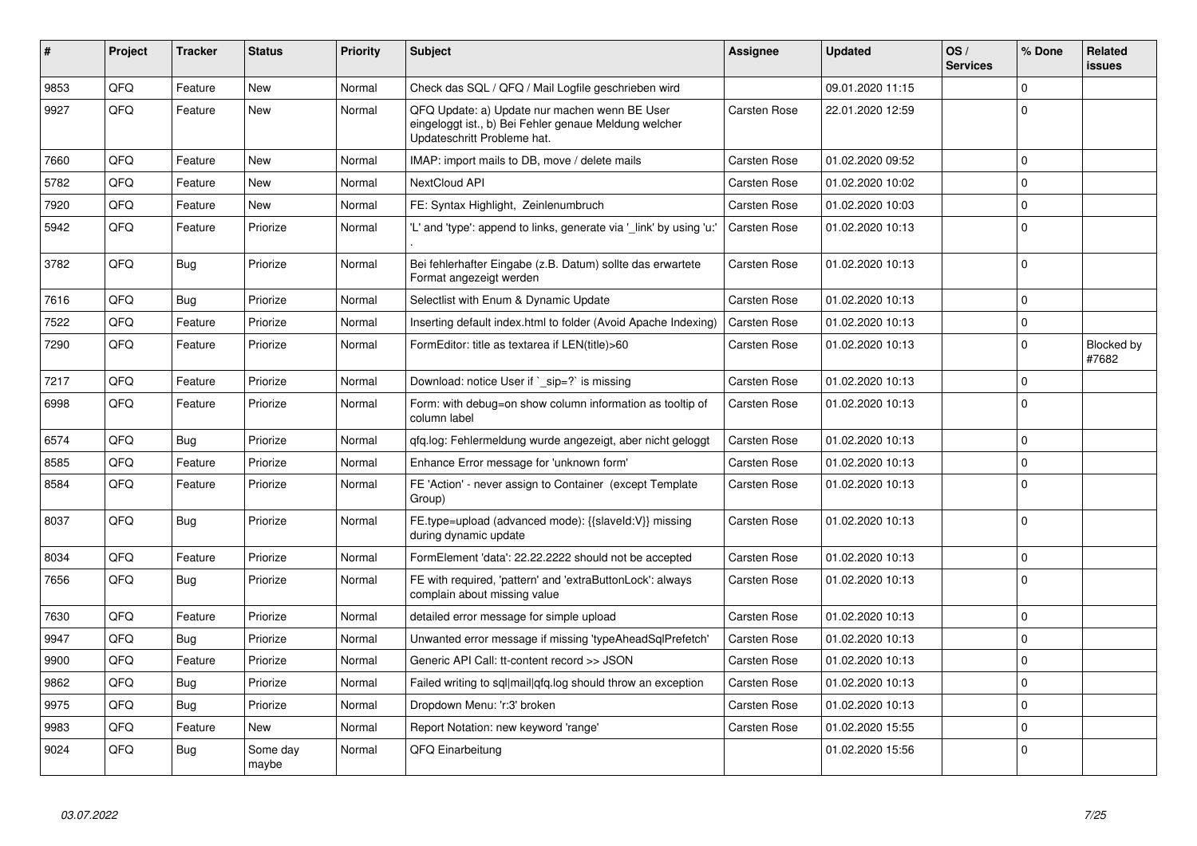| # | Project | Tracker | Status | Priority | Subject | Assignee | Updated | OS / Services | % Done | Related issues |
|---|---|---|---|---|---|---|---|---|---|---|
| 9853 | QFQ | Feature | New | Normal | Check das SQL / QFQ / Mail Logfile geschrieben wird | | 09.01.2020 11:15 | | 0 | |
| 9927 | QFQ | Feature | New | Normal | QFQ Update: a) Update nur machen wenn BE User eingeloggt ist., b) Bei Fehler genaue Meldung welcher Updateschritt Probleme hat. | Carsten Rose | 22.01.2020 12:59 | | 0 | |
| 7660 | QFQ | Feature | New | Normal | IMAP: import mails to DB, move / delete mails | Carsten Rose | 01.02.2020 09:52 | | 0 | |
| 5782 | QFQ | Feature | New | Normal | NextCloud API | Carsten Rose | 01.02.2020 10:02 | | 0 | |
| 7920 | QFQ | Feature | New | Normal | FE: Syntax Highlight, Zeilenumbruch | Carsten Rose | 01.02.2020 10:03 | | 0 | |
| 5942 | QFQ | Feature | Priorize | Normal | 'L' and 'type': append to links, generate via '_link' by using 'u:' . | Carsten Rose | 01.02.2020 10:13 | | 0 | |
| 3782 | QFQ | Bug | Priorize | Normal | Bei fehlerhafter Eingabe (z.B. Datum) sollte das erwartete Format angezeigt werden | Carsten Rose | 01.02.2020 10:13 | | 0 | |
| 7616 | QFQ | Bug | Priorize | Normal | Selectlist with Enum & Dynamic Update | Carsten Rose | 01.02.2020 10:13 | | 0 | |
| 7522 | QFQ | Feature | Priorize | Normal | Inserting default index.html to folder (Avoid Apache Indexing) | Carsten Rose | 01.02.2020 10:13 | | 0 | |
| 7290 | QFQ | Feature | Priorize | Normal | FormEditor: title as textarea if LEN(title)>60 | Carsten Rose | 01.02.2020 10:13 | | 0 | Blocked by #7682 |
| 7217 | QFQ | Feature | Priorize | Normal | Download: notice User if `_sip=?` is missing | Carsten Rose | 01.02.2020 10:13 | | 0 | |
| 6998 | QFQ | Feature | Priorize | Normal | Form: with debug=on show column information as tooltip of column label | Carsten Rose | 01.02.2020 10:13 | | 0 | |
| 6574 | QFQ | Bug | Priorize | Normal | qfq.log: Fehlermeldung wurde angezeigt, aber nicht geloggt | Carsten Rose | 01.02.2020 10:13 | | 0 | |
| 8585 | QFQ | Feature | Priorize | Normal | Enhance Error message for 'unknown form' | Carsten Rose | 01.02.2020 10:13 | | 0 | |
| 8584 | QFQ | Feature | Priorize | Normal | FE 'Action' - never assign to Container (except Template Group) | Carsten Rose | 01.02.2020 10:13 | | 0 | |
| 8037 | QFQ | Bug | Priorize | Normal | FE.type=upload (advanced mode): {{slaveId:V}} missing during dynamic update | Carsten Rose | 01.02.2020 10:13 | | 0 | |
| 8034 | QFQ | Feature | Priorize | Normal | FormElement 'data': 22.22.2222 should not be accepted | Carsten Rose | 01.02.2020 10:13 | | 0 | |
| 7656 | QFQ | Bug | Priorize | Normal | FE with required, 'pattern' and 'extraButtonLock': always complain about missing value | Carsten Rose | 01.02.2020 10:13 | | 0 | |
| 7630 | QFQ | Feature | Priorize | Normal | detailed error message for simple upload | Carsten Rose | 01.02.2020 10:13 | | 0 | |
| 9947 | QFQ | Bug | Priorize | Normal | Unwanted error message if missing 'typeAheadSqlPrefetch' | Carsten Rose | 01.02.2020 10:13 | | 0 | |
| 9900 | QFQ | Feature | Priorize | Normal | Generic API Call: tt-content record >> JSON | Carsten Rose | 01.02.2020 10:13 | | 0 | |
| 9862 | QFQ | Bug | Priorize | Normal | Failed writing to sql\|mail\|qfq.log should throw an exception | Carsten Rose | 01.02.2020 10:13 | | 0 | |
| 9975 | QFQ | Bug | Priorize | Normal | Dropdown Menu: 'r:3' broken | Carsten Rose | 01.02.2020 10:13 | | 0 | |
| 9983 | QFQ | Feature | New | Normal | Report Notation: new keyword 'range' | Carsten Rose | 01.02.2020 15:55 | | 0 | |
| 9024 | QFQ | Bug | Some day maybe | Normal | QFQ Einarbeitung | | 01.02.2020 15:56 | | 0 | |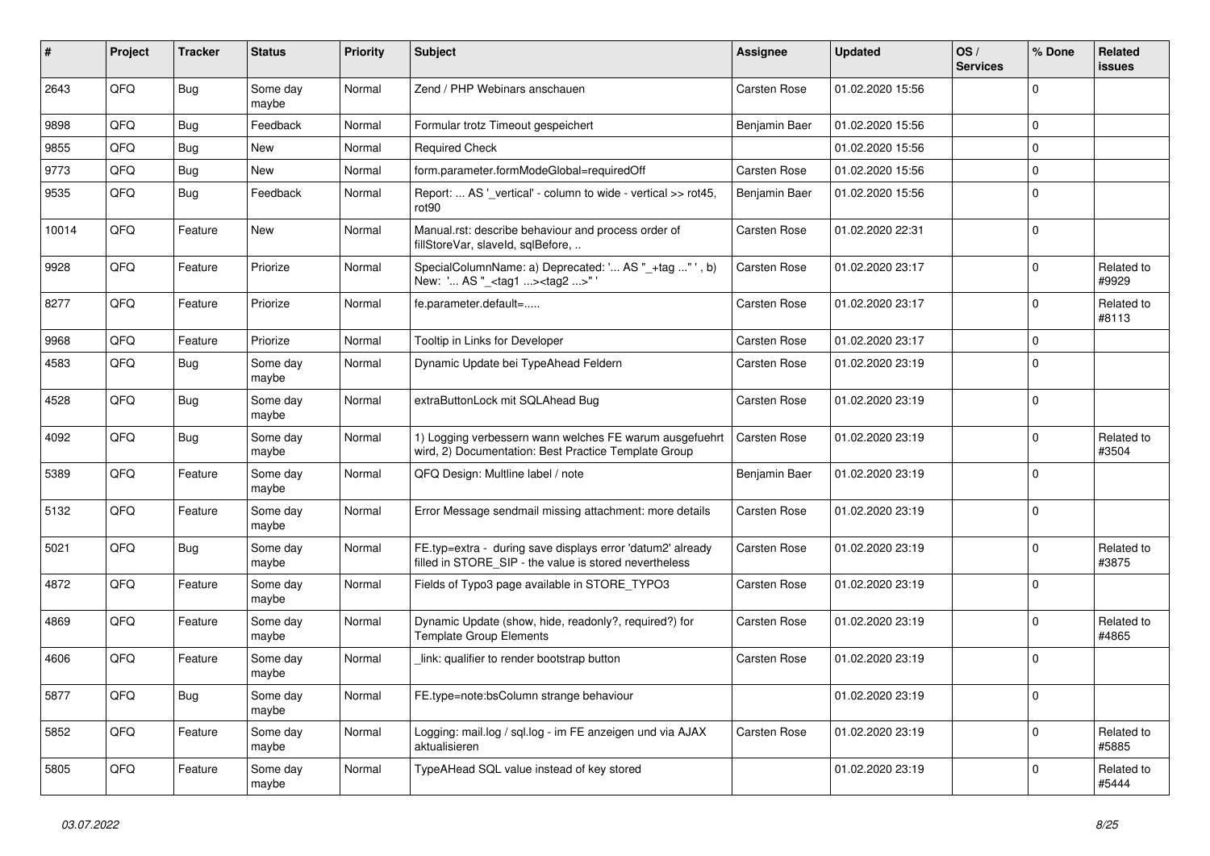| # | Project | Tracker | Status | Priority | Subject | Assignee | Updated | OS / Services | % Done | Related issues |
|---|---|---|---|---|---|---|---|---|---|---|
| 2643 | QFQ | Bug | Some day maybe | Normal | Zend / PHP Webinars anschauen | Carsten Rose | 01.02.2020 15:56 | | 0 | |
| 9898 | QFQ | Bug | Feedback | Normal | Formular trotz Timeout gespeichert | Benjamin Baer | 01.02.2020 15:56 | | 0 | |
| 9855 | QFQ | Bug | New | Normal | Required Check | | 01.02.2020 15:56 | | 0 | |
| 9773 | QFQ | Bug | New | Normal | form.parameter.formModeGlobal=requiredOff | Carsten Rose | 01.02.2020 15:56 | | 0 | |
| 9535 | QFQ | Bug | Feedback | Normal | Report: ... AS '_vertical' - column to wide - vertical >> rot45, rot90 | Benjamin Baer | 01.02.2020 15:56 | | 0 | |
| 10014 | QFQ | Feature | New | Normal | Manual.rst: describe behaviour and process order of fillStoreVar, slaveId, sqlBefore, .. | Carsten Rose | 01.02.2020 22:31 | | 0 | |
| 9928 | QFQ | Feature | Priorize | Normal | SpecialColumnName: a) Deprecated: '... AS "_+tag ..." ', b) New: '... AS "_<tag1 ...><tag2 ...>" ' | Carsten Rose | 01.02.2020 23:17 | | 0 | Related to #9929 |
| 8277 | QFQ | Feature | Priorize | Normal | fe.parameter.default=..... | Carsten Rose | 01.02.2020 23:17 | | 0 | Related to #8113 |
| 9968 | QFQ | Feature | Priorize | Normal | Tooltip in Links for Developer | Carsten Rose | 01.02.2020 23:17 | | 0 | |
| 4583 | QFQ | Bug | Some day maybe | Normal | Dynamic Update bei TypeAhead Feldern | Carsten Rose | 01.02.2020 23:19 | | 0 | |
| 4528 | QFQ | Bug | Some day maybe | Normal | extraButtonLock mit SQLAhead Bug | Carsten Rose | 01.02.2020 23:19 | | 0 | |
| 4092 | QFQ | Bug | Some day maybe | Normal | 1) Logging verbessern wann welches FE warum ausgefuehrt wird, 2) Documentation: Best Practice Template Group | Carsten Rose | 01.02.2020 23:19 | | 0 | Related to #3504 |
| 5389 | QFQ | Feature | Some day maybe | Normal | QFQ Design: Multline label / note | Benjamin Baer | 01.02.2020 23:19 | | 0 | |
| 5132 | QFQ | Feature | Some day maybe | Normal | Error Message sendmail missing attachment: more details | Carsten Rose | 01.02.2020 23:19 | | 0 | |
| 5021 | QFQ | Bug | Some day maybe | Normal | FE.typ=extra - during save displays error 'datum2' already filled in STORE_SIP - the value is stored nevertheless | Carsten Rose | 01.02.2020 23:19 | | 0 | Related to #3875 |
| 4872 | QFQ | Feature | Some day maybe | Normal | Fields of Typo3 page available in STORE_TYPO3 | Carsten Rose | 01.02.2020 23:19 | | 0 | |
| 4869 | QFQ | Feature | Some day maybe | Normal | Dynamic Update (show, hide, readonly?, required?) for Template Group Elements | Carsten Rose | 01.02.2020 23:19 | | 0 | Related to #4865 |
| 4606 | QFQ | Feature | Some day maybe | Normal | _link: qualifier to render bootstrap button | Carsten Rose | 01.02.2020 23:19 | | 0 | |
| 5877 | QFQ | Bug | Some day maybe | Normal | FE.type=note:bsColumn strange behaviour | | 01.02.2020 23:19 | | 0 | |
| 5852 | QFQ | Feature | Some day maybe | Normal | Logging: mail.log / sql.log - im FE anzeigen und via AJAX aktualisieren | Carsten Rose | 01.02.2020 23:19 | | 0 | Related to #5885 |
| 5805 | QFQ | Feature | Some day maybe | Normal | TypeAHead SQL value instead of key stored | | 01.02.2020 23:19 | | 0 | Related to #5444 |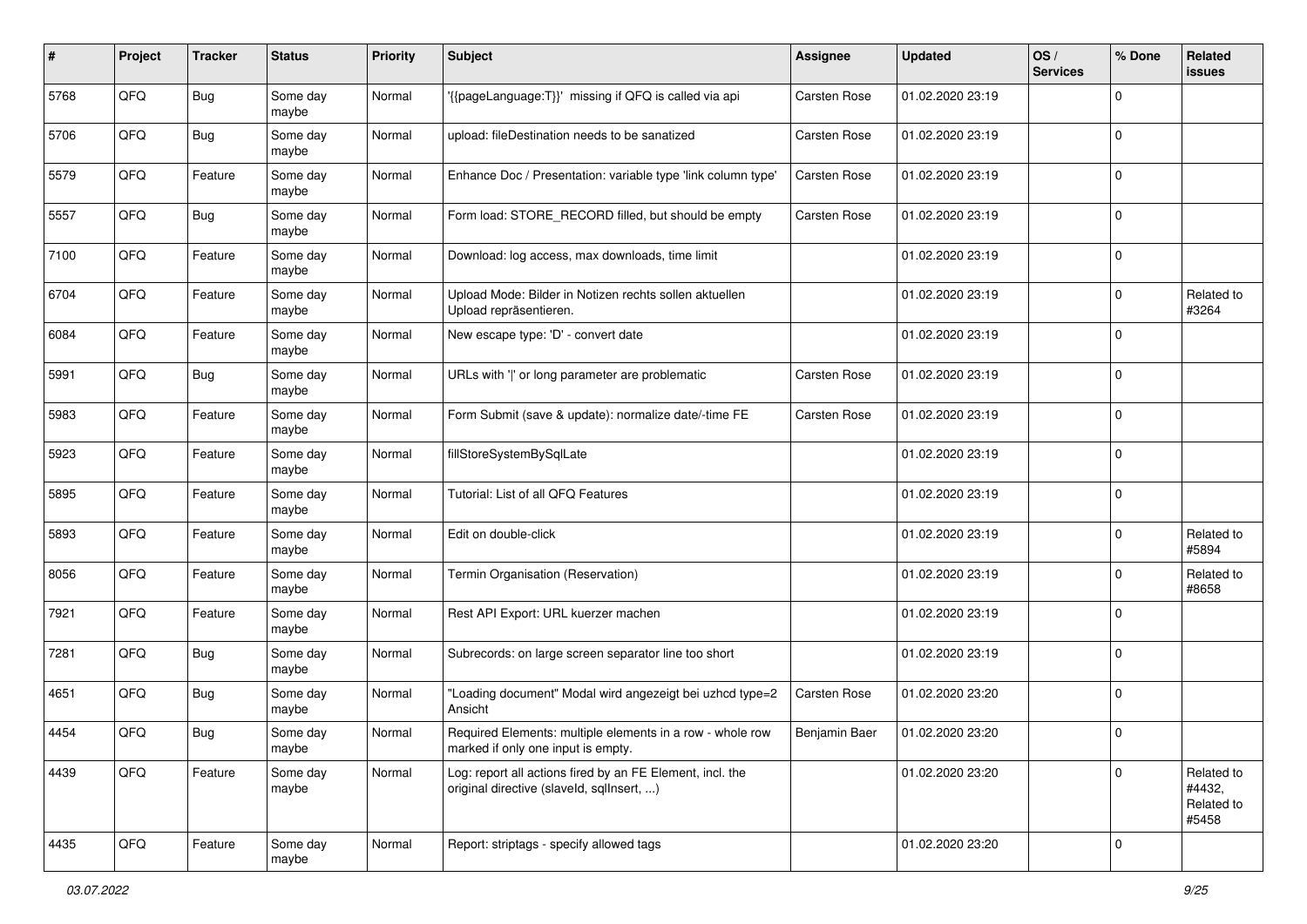| # | Project | Tracker | Status | Priority | Subject | Assignee | Updated | OS / Services | % Done | Related issues |
|---|---|---|---|---|---|---|---|---|---|---|
| 5768 | QFQ | Bug | Some day maybe | Normal | '{{pageLanguage:T}}' missing if QFQ is called via api | Carsten Rose | 01.02.2020 23:19 | | 0 | |
| 5706 | QFQ | Bug | Some day maybe | Normal | upload: fileDestination needs to be sanatized | Carsten Rose | 01.02.2020 23:19 | | 0 | |
| 5579 | QFQ | Feature | Some day maybe | Normal | Enhance Doc / Presentation: variable type 'link column type' | Carsten Rose | 01.02.2020 23:19 | | 0 | |
| 5557 | QFQ | Bug | Some day maybe | Normal | Form load: STORE_RECORD filled, but should be empty | Carsten Rose | 01.02.2020 23:19 | | 0 | |
| 7100 | QFQ | Feature | Some day maybe | Normal | Download: log access, max downloads, time limit | | 01.02.2020 23:19 | | 0 | |
| 6704 | QFQ | Feature | Some day maybe | Normal | Upload Mode: Bilder in Notizen rechts sollen aktuellen Upload repräsentieren. | | 01.02.2020 23:19 | | 0 | Related to #3264 |
| 6084 | QFQ | Feature | Some day maybe | Normal | New escape type: 'D' - convert date | | 01.02.2020 23:19 | | 0 | |
| 5991 | QFQ | Bug | Some day maybe | Normal | URLs with '\|' or long parameter are problematic | Carsten Rose | 01.02.2020 23:19 | | 0 | |
| 5983 | QFQ | Feature | Some day maybe | Normal | Form Submit (save & update): normalize date/-time FE | Carsten Rose | 01.02.2020 23:19 | | 0 | |
| 5923 | QFQ | Feature | Some day maybe | Normal | fillStoreSystemBySqlLate | | 01.02.2020 23:19 | | 0 | |
| 5895 | QFQ | Feature | Some day maybe | Normal | Tutorial: List of all QFQ Features | | 01.02.2020 23:19 | | 0 | |
| 5893 | QFQ | Feature | Some day maybe | Normal | Edit on double-click | | 01.02.2020 23:19 | | 0 | Related to #5894 |
| 8056 | QFQ | Feature | Some day maybe | Normal | Termin Organisation (Reservation) | | 01.02.2020 23:19 | | 0 | Related to #8658 |
| 7921 | QFQ | Feature | Some day maybe | Normal | Rest API Export: URL kuerzer machen | | 01.02.2020 23:19 | | 0 | |
| 7281 | QFQ | Bug | Some day maybe | Normal | Subrecords: on large screen separator line too short | | 01.02.2020 23:19 | | 0 | |
| 4651 | QFQ | Bug | Some day maybe | Normal | "Loading document" Modal wird angezeigt bei uzhcd type=2 Ansicht | Carsten Rose | 01.02.2020 23:20 | | 0 | |
| 4454 | QFQ | Bug | Some day maybe | Normal | Required Elements: multiple elements in a row - whole row marked if only one input is empty. | Benjamin Baer | 01.02.2020 23:20 | | 0 | |
| 4439 | QFQ | Feature | Some day maybe | Normal | Log: report all actions fired by an FE Element, incl. the original directive (slaveId, sqlInsert, ...) | | 01.02.2020 23:20 | | 0 | Related to #4432, Related to #5458 |
| 4435 | QFQ | Feature | Some day maybe | Normal | Report: striptags - specify allowed tags | | 01.02.2020 23:20 | | 0 | |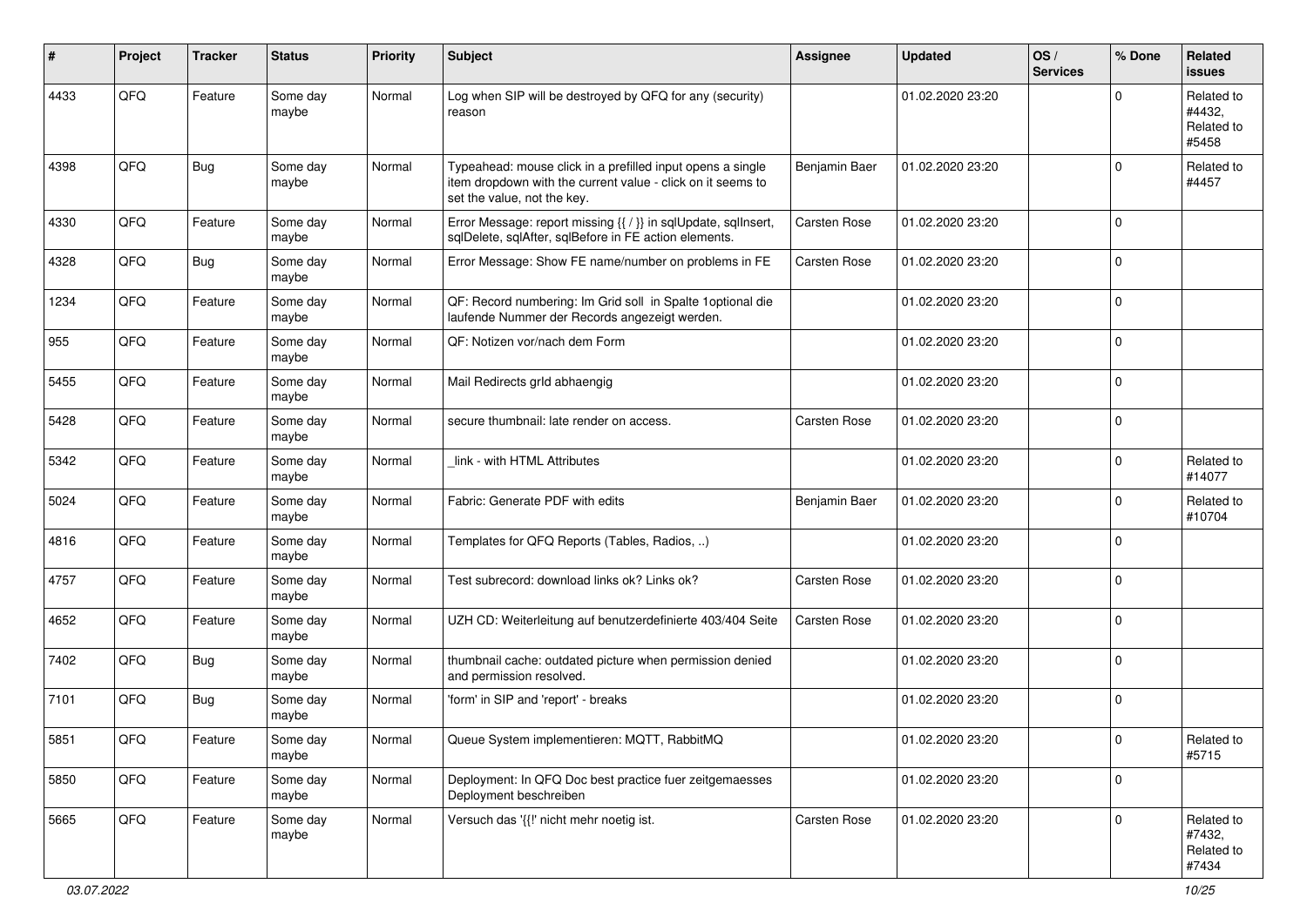| # | Project | Tracker | Status | Priority | Subject | Assignee | Updated | OS / Services | % Done | Related issues |
|---|---|---|---|---|---|---|---|---|---|---|
| 4433 | QFQ | Feature | Some day maybe | Normal | Log when SIP will be destroyed by QFQ for any (security) reason | | 01.02.2020 23:20 | | 0 | Related to #4432, Related to #5458 |
| 4398 | QFQ | Bug | Some day maybe | Normal | Typeahead: mouse click in a prefilled input opens a single item dropdown with the current value - click on it seems to set the value, not the key. | Benjamin Baer | 01.02.2020 23:20 | | 0 | Related to #4457 |
| 4330 | QFQ | Feature | Some day maybe | Normal | Error Message: report missing {{ / }} in sqlUpdate, sqlInsert, sqlDelete, sqlAfter, sqlBefore in FE action elements. | Carsten Rose | 01.02.2020 23:20 | | 0 | |
| 4328 | QFQ | Bug | Some day maybe | Normal | Error Message: Show FE name/number on problems in FE | Carsten Rose | 01.02.2020 23:20 | | 0 | |
| 1234 | QFQ | Feature | Some day maybe | Normal | QF: Record numbering: Im Grid soll in Spalte 1optional die laufende Nummer der Records angezeigt werden. | | 01.02.2020 23:20 | | 0 | |
| 955 | QFQ | Feature | Some day maybe | Normal | QF: Notizen vor/nach dem Form | | 01.02.2020 23:20 | | 0 | |
| 5455 | QFQ | Feature | Some day maybe | Normal | Mail Redirects grId abhaengig | | 01.02.2020 23:20 | | 0 | |
| 5428 | QFQ | Feature | Some day maybe | Normal | secure thumbnail: late render on access. | Carsten Rose | 01.02.2020 23:20 | | 0 | |
| 5342 | QFQ | Feature | Some day maybe | Normal | _link - with HTML Attributes | | 01.02.2020 23:20 | | 0 | Related to #14077 |
| 5024 | QFQ | Feature | Some day maybe | Normal | Fabric: Generate PDF with edits | Benjamin Baer | 01.02.2020 23:20 | | 0 | Related to #10704 |
| 4816 | QFQ | Feature | Some day maybe | Normal | Templates for QFQ Reports (Tables, Radios, ..) | | 01.02.2020 23:20 | | 0 | |
| 4757 | QFQ | Feature | Some day maybe | Normal | Test subrecord: download links ok? Links ok? | Carsten Rose | 01.02.2020 23:20 | | 0 | |
| 4652 | QFQ | Feature | Some day maybe | Normal | UZH CD: Weiterleitung auf benutzerdefinierte 403/404 Seite | Carsten Rose | 01.02.2020 23:20 | | 0 | |
| 7402 | QFQ | Bug | Some day maybe | Normal | thumbnail cache: outdated picture when permission denied and permission resolved. | | 01.02.2020 23:20 | | 0 | |
| 7101 | QFQ | Bug | Some day maybe | Normal | 'form' in SIP and 'report' - breaks | | 01.02.2020 23:20 | | 0 | |
| 5851 | QFQ | Feature | Some day maybe | Normal | Queue System implementieren: MQTT, RabbitMQ | | 01.02.2020 23:20 | | 0 | Related to #5715 |
| 5850 | QFQ | Feature | Some day maybe | Normal | Deployment: In QFQ Doc best practice fuer zeitgemaesses Deployment beschreiben | | 01.02.2020 23:20 | | 0 | |
| 5665 | QFQ | Feature | Some day maybe | Normal | Versuch das '{{!' nicht mehr noetig ist. | Carsten Rose | 01.02.2020 23:20 | | 0 | Related to #7432, Related to #7434 |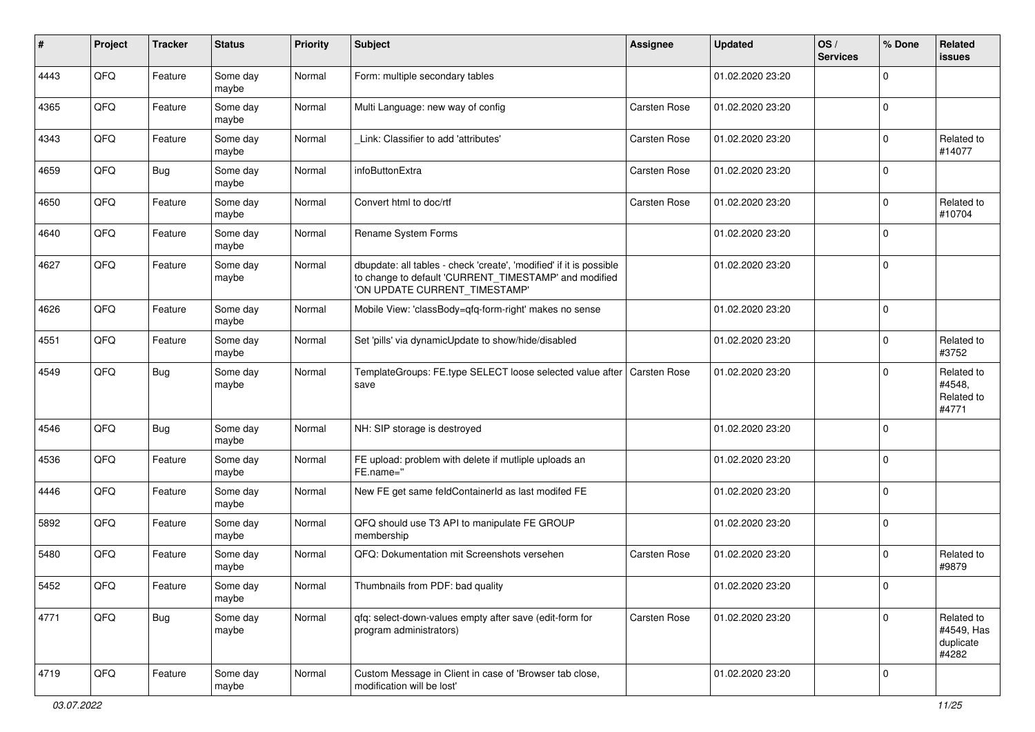| # | Project | Tracker | Status | Priority | Subject | Assignee | Updated | OS / Services | % Done | Related issues |
|---|---|---|---|---|---|---|---|---|---|---|
| 4443 | QFQ | Feature | Some day maybe | Normal | Form: multiple secondary tables | | 01.02.2020 23:20 | | 0 | |
| 4365 | QFQ | Feature | Some day maybe | Normal | Multi Language: new way of config | Carsten Rose | 01.02.2020 23:20 | | 0 | |
| 4343 | QFQ | Feature | Some day maybe | Normal | _Link: Classifier to add 'attributes' | Carsten Rose | 01.02.2020 23:20 | | 0 | Related to #14077 |
| 4659 | QFQ | Bug | Some day maybe | Normal | infoButtonExtra | Carsten Rose | 01.02.2020 23:20 | | 0 | |
| 4650 | QFQ | Feature | Some day maybe | Normal | Convert html to doc/rtf | Carsten Rose | 01.02.2020 23:20 | | 0 | Related to #10704 |
| 4640 | QFQ | Feature | Some day maybe | Normal | Rename System Forms | | 01.02.2020 23:20 | | 0 | |
| 4627 | QFQ | Feature | Some day maybe | Normal | dbupdate: all tables - check 'create', 'modified' if it is possible to change to default 'CURRENT_TIMESTAMP' and modified 'ON UPDATE CURRENT_TIMESTAMP' | | 01.02.2020 23:20 | | 0 | |
| 4626 | QFQ | Feature | Some day maybe | Normal | Mobile View: 'classBody=qfq-form-right' makes no sense | | 01.02.2020 23:20 | | 0 | |
| 4551 | QFQ | Feature | Some day maybe | Normal | Set 'pills' via dynamicUpdate to show/hide/disabled | | 01.02.2020 23:20 | | 0 | Related to #3752 |
| 4549 | QFQ | Bug | Some day maybe | Normal | TemplateGroups: FE.type SELECT loose selected value after save | Carsten Rose | 01.02.2020 23:20 | | 0 | Related to #4548, Related to #4771 |
| 4546 | QFQ | Bug | Some day maybe | Normal | NH: SIP storage is destroyed | | 01.02.2020 23:20 | | 0 | |
| 4536 | QFQ | Feature | Some day maybe | Normal | FE upload: problem with delete if mutliple uploads an FE.name='' | | 01.02.2020 23:20 | | 0 | |
| 4446 | QFQ | Feature | Some day maybe | Normal | New FE get same feldContainerId as last modifed FE | | 01.02.2020 23:20 | | 0 | |
| 5892 | QFQ | Feature | Some day maybe | Normal | QFQ should use T3 API to manipulate FE GROUP membership | | 01.02.2020 23:20 | | 0 | |
| 5480 | QFQ | Feature | Some day maybe | Normal | QFQ: Dokumentation mit Screenshots versehen | Carsten Rose | 01.02.2020 23:20 | | 0 | Related to #9879 |
| 5452 | QFQ | Feature | Some day maybe | Normal | Thumbnails from PDF: bad quality | | 01.02.2020 23:20 | | 0 | |
| 4771 | QFQ | Bug | Some day maybe | Normal | qfq: select-down-values empty after save (edit-form for program administrators) | Carsten Rose | 01.02.2020 23:20 | | 0 | Related to #4549, Has duplicate #4282 |
| 4719 | QFQ | Feature | Some day maybe | Normal | Custom Message in Client in case of 'Browser tab close, modification will be lost' | | 01.02.2020 23:20 | | 0 | |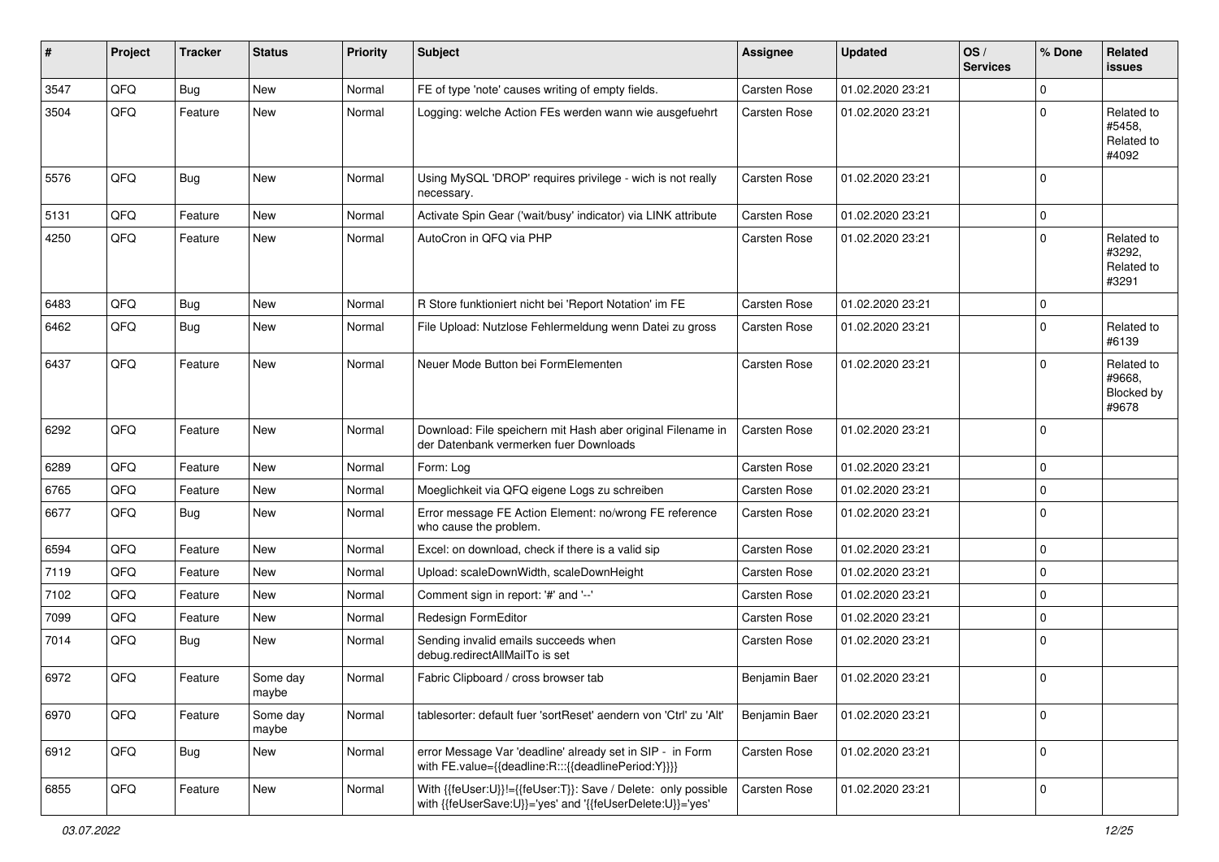| # | Project | Tracker | Status | Priority | Subject | Assignee | Updated | OS / Services | % Done | Related issues |
|---|---|---|---|---|---|---|---|---|---|---|
| 3547 | QFQ | Bug | New | Normal | FE of type 'note' causes writing of empty fields. | Carsten Rose | 01.02.2020 23:21 | | 0 | |
| 3504 | QFQ | Feature | New | Normal | Logging: welche Action FEs werden wann wie ausgefuehrt | Carsten Rose | 01.02.2020 23:21 | | 0 | Related to #5458, Related to #4092 |
| 5576 | QFQ | Bug | New | Normal | Using MySQL 'DROP' requires privilege - wich is not really necessary. | Carsten Rose | 01.02.2020 23:21 | | 0 | |
| 5131 | QFQ | Feature | New | Normal | Activate Spin Gear ('wait/busy' indicator) via LINK attribute | Carsten Rose | 01.02.2020 23:21 | | 0 | |
| 4250 | QFQ | Feature | New | Normal | AutoCron in QFQ via PHP | Carsten Rose | 01.02.2020 23:21 | | 0 | Related to #3292, Related to #3291 |
| 6483 | QFQ | Bug | New | Normal | R Store funktioniert nicht bei 'Report Notation' im FE | Carsten Rose | 01.02.2020 23:21 | | 0 | |
| 6462 | QFQ | Bug | New | Normal | File Upload: Nutzlose Fehlermeldung wenn Datei zu gross | Carsten Rose | 01.02.2020 23:21 | | 0 | Related to #6139 |
| 6437 | QFQ | Feature | New | Normal | Neuer Mode Button bei FormElementen | Carsten Rose | 01.02.2020 23:21 | | 0 | Related to #9668, Blocked by #9678 |
| 6292 | QFQ | Feature | New | Normal | Download: File speichern mit Hash aber original Filename in der Datenbank vermerken fuer Downloads | Carsten Rose | 01.02.2020 23:21 | | 0 | |
| 6289 | QFQ | Feature | New | Normal | Form: Log | Carsten Rose | 01.02.2020 23:21 | | 0 | |
| 6765 | QFQ | Feature | New | Normal | Moeglichkeit via QFQ eigene Logs zu schreiben | Carsten Rose | 01.02.2020 23:21 | | 0 | |
| 6677 | QFQ | Bug | New | Normal | Error message FE Action Element: no/wrong FE reference who cause the problem. | Carsten Rose | 01.02.2020 23:21 | | 0 | |
| 6594 | QFQ | Feature | New | Normal | Excel: on download, check if there is a valid sip | Carsten Rose | 01.02.2020 23:21 | | 0 | |
| 7119 | QFQ | Feature | New | Normal | Upload: scaleDownWidth, scaleDownHeight | Carsten Rose | 01.02.2020 23:21 | | 0 | |
| 7102 | QFQ | Feature | New | Normal | Comment sign in report: '#' and '--' | Carsten Rose | 01.02.2020 23:21 | | 0 | |
| 7099 | QFQ | Feature | New | Normal | Redesign FormEditor | Carsten Rose | 01.02.2020 23:21 | | 0 | |
| 7014 | QFQ | Bug | New | Normal | Sending invalid emails succeeds when debug.redirectAllMailTo is set | Carsten Rose | 01.02.2020 23:21 | | 0 | |
| 6972 | QFQ | Feature | Some day maybe | Normal | Fabric Clipboard / cross browser tab | Benjamin Baer | 01.02.2020 23:21 | | 0 | |
| 6970 | QFQ | Feature | Some day maybe | Normal | tablesorter: default fuer 'sortReset' aendern von 'Ctrl' zu 'Alt' | Benjamin Baer | 01.02.2020 23:21 | | 0 | |
| 6912 | QFQ | Bug | New | Normal | error Message Var 'deadline' already set in SIP - in Form with FE.value={{deadline:R:::{{deadlinePeriod:Y}}}} | Carsten Rose | 01.02.2020 23:21 | | 0 | |
| 6855 | QFQ | Feature | New | Normal | With {{feUser:U}}!={{feUser:T}}: Save / Delete: only possible with {{feUserSave:U}}='yes' and '{{feUserDelete:U}}='yes' | Carsten Rose | 01.02.2020 23:21 | | 0 | |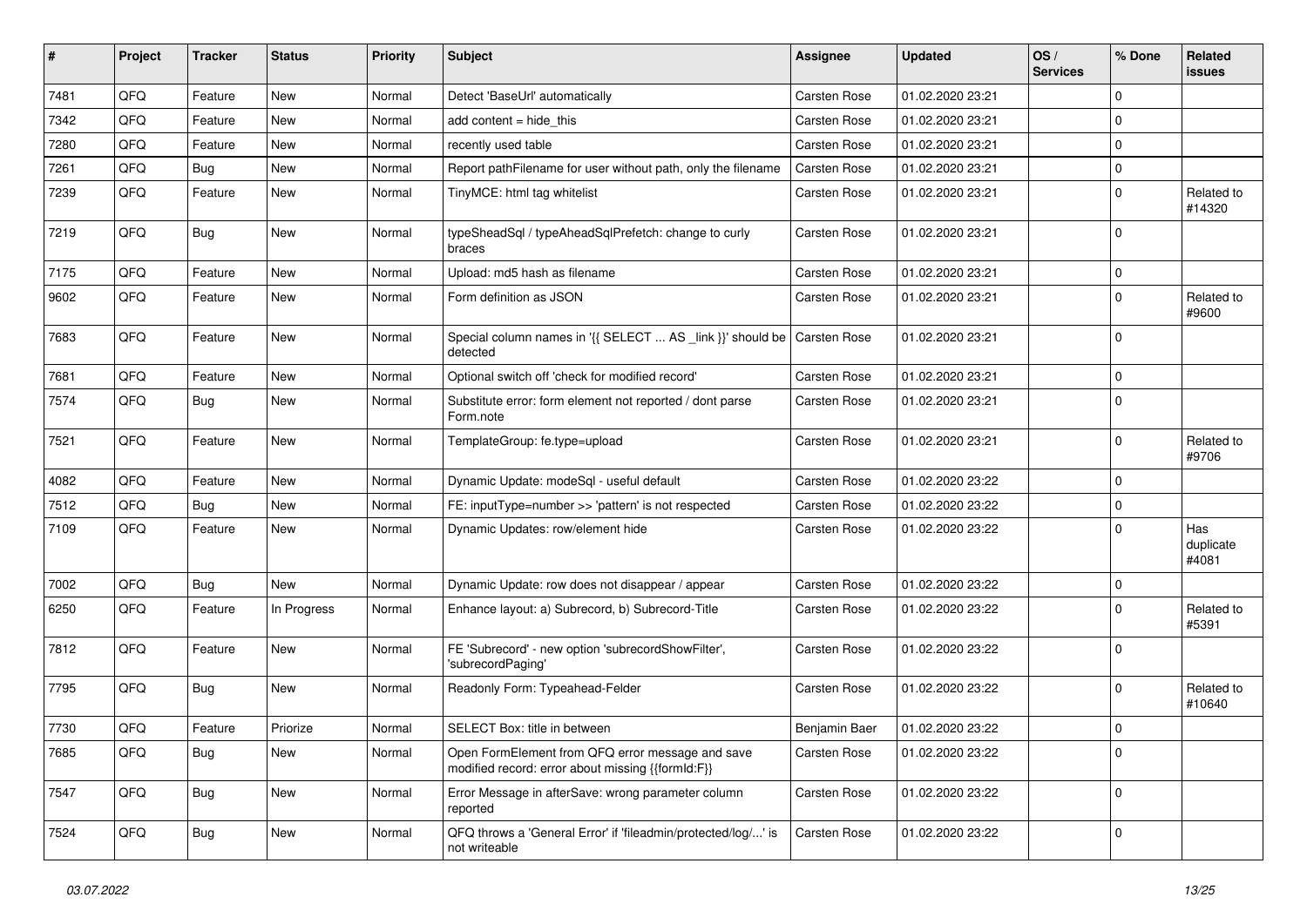| # | Project | Tracker | Status | Priority | Subject | Assignee | Updated | OS / Services | % Done | Related issues |
|---|---|---|---|---|---|---|---|---|---|---|
| 7481 | QFQ | Feature | New | Normal | Detect 'BaseUrl' automatically | Carsten Rose | 01.02.2020 23:21 | | 0 | |
| 7342 | QFQ | Feature | New | Normal | add content = hide_this | Carsten Rose | 01.02.2020 23:21 | | 0 | |
| 7280 | QFQ | Feature | New | Normal | recently used table | Carsten Rose | 01.02.2020 23:21 | | 0 | |
| 7261 | QFQ | Bug | New | Normal | Report pathFilename for user without path, only the filename | Carsten Rose | 01.02.2020 23:21 | | 0 | |
| 7239 | QFQ | Feature | New | Normal | TinyMCE: html tag whitelist | Carsten Rose | 01.02.2020 23:21 | | 0 | Related to #14320 |
| 7219 | QFQ | Bug | New | Normal | typeSheadSql / typeAheadSqlPrefetch: change to curly braces | Carsten Rose | 01.02.2020 23:21 | | 0 | |
| 7175 | QFQ | Feature | New | Normal | Upload: md5 hash as filename | Carsten Rose | 01.02.2020 23:21 | | 0 | |
| 9602 | QFQ | Feature | New | Normal | Form definition as JSON | Carsten Rose | 01.02.2020 23:21 | | 0 | Related to #9600 |
| 7683 | QFQ | Feature | New | Normal | Special column names in '{{ SELECT ... AS _link }}' should be detected | Carsten Rose | 01.02.2020 23:21 | | 0 | |
| 7681 | QFQ | Feature | New | Normal | Optional switch off 'check for modified record' | Carsten Rose | 01.02.2020 23:21 | | 0 | |
| 7574 | QFQ | Bug | New | Normal | Substitute error: form element not reported / dont parse Form.note | Carsten Rose | 01.02.2020 23:21 | | 0 | |
| 7521 | QFQ | Feature | New | Normal | TemplateGroup: fe.type=upload | Carsten Rose | 01.02.2020 23:21 | | 0 | Related to #9706 |
| 4082 | QFQ | Feature | New | Normal | Dynamic Update: modeSql - useful default | Carsten Rose | 01.02.2020 23:22 | | 0 | |
| 7512 | QFQ | Bug | New | Normal | FE: inputType=number >> 'pattern' is not respected | Carsten Rose | 01.02.2020 23:22 | | 0 | |
| 7109 | QFQ | Feature | New | Normal | Dynamic Updates: row/element hide | Carsten Rose | 01.02.2020 23:22 | | 0 | Has duplicate #4081 |
| 7002 | QFQ | Bug | New | Normal | Dynamic Update: row does not disappear / appear | Carsten Rose | 01.02.2020 23:22 | | 0 | |
| 6250 | QFQ | Feature | In Progress | Normal | Enhance layout: a) Subrecord, b) Subrecord-Title | Carsten Rose | 01.02.2020 23:22 | | 0 | Related to #5391 |
| 7812 | QFQ | Feature | New | Normal | FE 'Subrecord' - new option 'subrecordShowFilter', 'subrecordPaging' | Carsten Rose | 01.02.2020 23:22 | | 0 | |
| 7795 | QFQ | Bug | New | Normal | Readonly Form: Typeahead-Felder | Carsten Rose | 01.02.2020 23:22 | | 0 | Related to #10640 |
| 7730 | QFQ | Feature | Priorize | Normal | SELECT Box: title in between | Benjamin Baer | 01.02.2020 23:22 | | 0 | |
| 7685 | QFQ | Bug | New | Normal | Open FormElement from QFQ error message and save modified record: error about missing {{formId:F}} | Carsten Rose | 01.02.2020 23:22 | | 0 | |
| 7547 | QFQ | Bug | New | Normal | Error Message in afterSave: wrong parameter column reported | Carsten Rose | 01.02.2020 23:22 | | 0 | |
| 7524 | QFQ | Bug | New | Normal | QFQ throws a 'General Error' if 'fileadmin/protected/log/...' is not writeable | Carsten Rose | 01.02.2020 23:22 | | 0 | |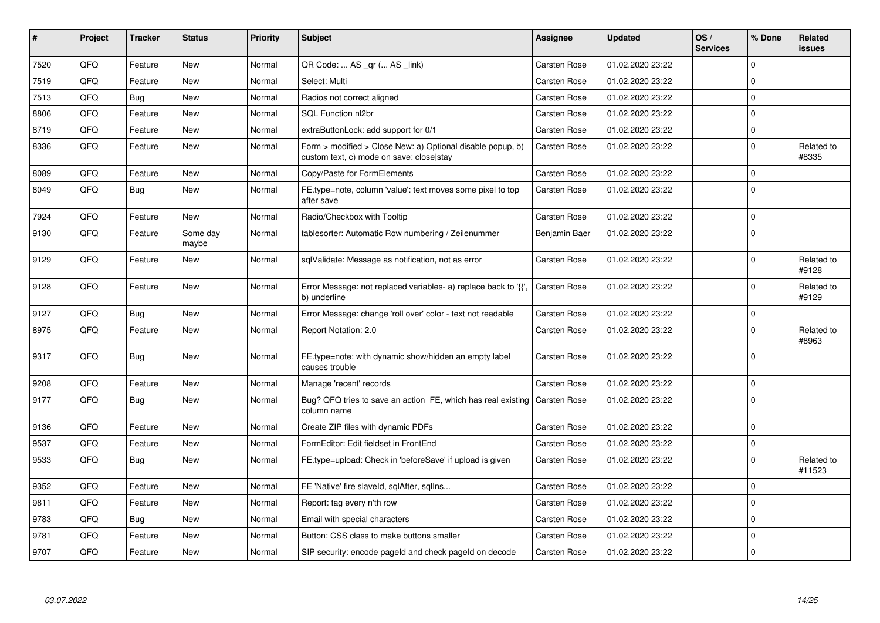| # | Project | Tracker | Status | Priority | Subject | Assignee | Updated | OS / Services | % Done | Related issues |
|---|---|---|---|---|---|---|---|---|---|---|
| 7520 | QFQ | Feature | New | Normal | QR Code: ... AS _qr ( ... AS _link) | Carsten Rose | 01.02.2020 23:22 | | 0 | |
| 7519 | QFQ | Feature | New | Normal | Select: Multi | Carsten Rose | 01.02.2020 23:22 | | 0 | |
| 7513 | QFQ | Bug | New | Normal | Radios not correct aligned | Carsten Rose | 01.02.2020 23:22 | | 0 | |
| 8806 | QFQ | Feature | New | Normal | SQL Function nl2br | Carsten Rose | 01.02.2020 23:22 | | 0 | |
| 8719 | QFQ | Feature | New | Normal | extraButtonLock: add support for 0/1 | Carsten Rose | 01.02.2020 23:22 | | 0 | |
| 8336 | QFQ | Feature | New | Normal | Form > modified > Close\|New: a) Optional disable popup, b) custom text, c) mode on save: close\|stay | Carsten Rose | 01.02.2020 23:22 | | 0 | Related to #8335 |
| 8089 | QFQ | Feature | New | Normal | Copy/Paste for FormElements | Carsten Rose | 01.02.2020 23:22 | | 0 | |
| 8049 | QFQ | Bug | New | Normal | FE.type=note, column 'value': text moves some pixel to top after save | Carsten Rose | 01.02.2020 23:22 | | 0 | |
| 7924 | QFQ | Feature | New | Normal | Radio/Checkbox with Tooltip | Carsten Rose | 01.02.2020 23:22 | | 0 | |
| 9130 | QFQ | Feature | Some day maybe | Normal | tablesorter: Automatic Row numbering / Zeilenummer | Benjamin Baer | 01.02.2020 23:22 | | 0 | |
| 9129 | QFQ | Feature | New | Normal | sqlValidate: Message as notification, not as error | Carsten Rose | 01.02.2020 23:22 | | 0 | Related to #9128 |
| 9128 | QFQ | Feature | New | Normal | Error Message: not replaced variables- a) replace back to '{{', b) underline | Carsten Rose | 01.02.2020 23:22 | | 0 | Related to #9129 |
| 9127 | QFQ | Bug | New | Normal | Error Message: change 'roll over' color - text not readable | Carsten Rose | 01.02.2020 23:22 | | 0 | |
| 8975 | QFQ | Feature | New | Normal | Report Notation: 2.0 | Carsten Rose | 01.02.2020 23:22 | | 0 | Related to #8963 |
| 9317 | QFQ | Bug | New | Normal | FE.type=note: with dynamic show/hidden an empty label causes trouble | Carsten Rose | 01.02.2020 23:22 | | 0 | |
| 9208 | QFQ | Feature | New | Normal | Manage 'recent' records | Carsten Rose | 01.02.2020 23:22 | | 0 | |
| 9177 | QFQ | Bug | New | Normal | Bug? QFQ tries to save an action FE, which has real existing column name | Carsten Rose | 01.02.2020 23:22 | | 0 | |
| 9136 | QFQ | Feature | New | Normal | Create ZIP files with dynamic PDFs | Carsten Rose | 01.02.2020 23:22 | | 0 | |
| 9537 | QFQ | Feature | New | Normal | FormEditor: Edit fieldset in FrontEnd | Carsten Rose | 01.02.2020 23:22 | | 0 | |
| 9533 | QFQ | Bug | New | Normal | FE.type=upload: Check in 'beforeSave' if upload is given | Carsten Rose | 01.02.2020 23:22 | | 0 | Related to #11523 |
| 9352 | QFQ | Feature | New | Normal | FE 'Native' fire slaveId, sqlAfter, sqlIns... | Carsten Rose | 01.02.2020 23:22 | | 0 | |
| 9811 | QFQ | Feature | New | Normal | Report: tag every n'th row | Carsten Rose | 01.02.2020 23:22 | | 0 | |
| 9783 | QFQ | Bug | New | Normal | Email with special characters | Carsten Rose | 01.02.2020 23:22 | | 0 | |
| 9781 | QFQ | Feature | New | Normal | Button: CSS class to make buttons smaller | Carsten Rose | 01.02.2020 23:22 | | 0 | |
| 9707 | QFQ | Feature | New | Normal | SIP security: encode pageId and check pageId on decode | Carsten Rose | 01.02.2020 23:22 | | 0 | |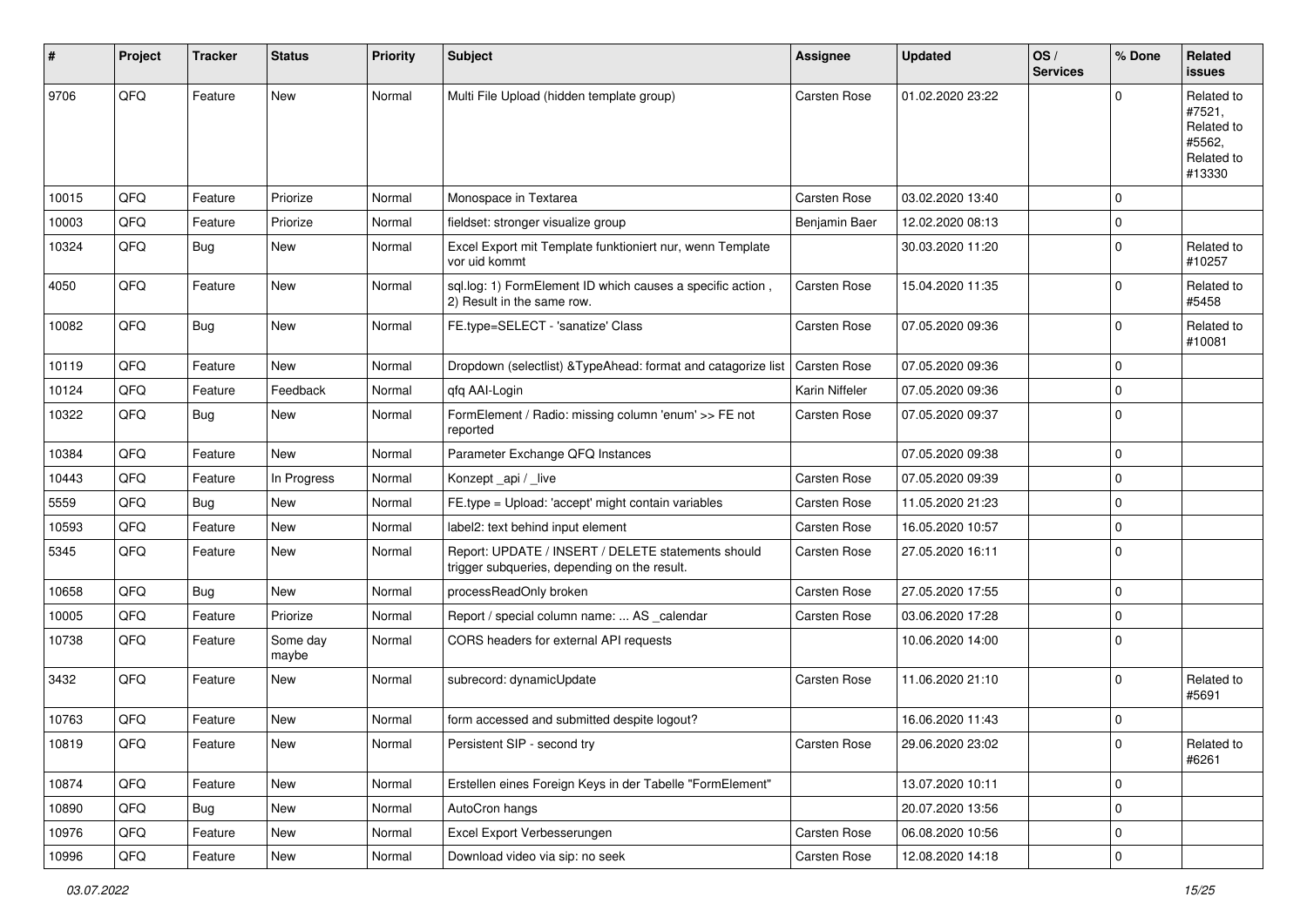| # | Project | Tracker | Status | Priority | Subject | Assignee | Updated | OS / Services | % Done | Related issues |
|---|---|---|---|---|---|---|---|---|---|---|
| 9706 | QFQ | Feature | New | Normal | Multi File Upload (hidden template group) | Carsten Rose | 01.02.2020 23:22 | | 0 | Related to #7521, Related to #5562, Related to #13330 |
| 10015 | QFQ | Feature | Priorize | Normal | Monospace in Textarea | Carsten Rose | 03.02.2020 13:40 | | 0 | |
| 10003 | QFQ | Feature | Priorize | Normal | fieldset: stronger visualize group | Benjamin Baer | 12.02.2020 08:13 | | 0 | |
| 10324 | QFQ | Bug | New | Normal | Excel Export mit Template funktioniert nur, wenn Template vor uid kommt | | 30.03.2020 11:20 | | 0 | Related to #10257 |
| 4050 | QFQ | Feature | New | Normal | sql.log: 1) FormElement ID which causes a specific action , 2) Result in the same row. | Carsten Rose | 15.04.2020 11:35 | | 0 | Related to #5458 |
| 10082 | QFQ | Bug | New | Normal | FE.type=SELECT - 'sanatize' Class | Carsten Rose | 07.05.2020 09:36 | | 0 | Related to #10081 |
| 10119 | QFQ | Feature | New | Normal | Dropdown (selectlist) &TypeAhead: format and catagorize list | Carsten Rose | 07.05.2020 09:36 | | 0 | |
| 10124 | QFQ | Feature | Feedback | Normal | qfq AAI-Login | Karin Niffeler | 07.05.2020 09:36 | | 0 | |
| 10322 | QFQ | Bug | New | Normal | FormElement / Radio: missing column 'enum' >> FE not reported | Carsten Rose | 07.05.2020 09:37 | | 0 | |
| 10384 | QFQ | Feature | New | Normal | Parameter Exchange QFQ Instances | | 07.05.2020 09:38 | | 0 | |
| 10443 | QFQ | Feature | In Progress | Normal | Konzept _api / _live | Carsten Rose | 07.05.2020 09:39 | | 0 | |
| 5559 | QFQ | Bug | New | Normal | FE.type = Upload: 'accept' might contain variables | Carsten Rose | 11.05.2020 21:23 | | 0 | |
| 10593 | QFQ | Feature | New | Normal | label2: text behind input element | Carsten Rose | 16.05.2020 10:57 | | 0 | |
| 5345 | QFQ | Feature | New | Normal | Report: UPDATE / INSERT / DELETE statements should trigger subqueries, depending on the result. | Carsten Rose | 27.05.2020 16:11 | | 0 | |
| 10658 | QFQ | Bug | New | Normal | processReadOnly broken | Carsten Rose | 27.05.2020 17:55 | | 0 | |
| 10005 | QFQ | Feature | Priorize | Normal | Report / special column name: ... AS _calendar | Carsten Rose | 03.06.2020 17:28 | | 0 | |
| 10738 | QFQ | Feature | Some day maybe | Normal | CORS headers for external API requests | | 10.06.2020 14:00 | | 0 | |
| 3432 | QFQ | Feature | New | Normal | subrecord: dynamicUpdate | Carsten Rose | 11.06.2020 21:10 | | 0 | Related to #5691 |
| 10763 | QFQ | Feature | New | Normal | form accessed and submitted despite logout? | | 16.06.2020 11:43 | | 0 | |
| 10819 | QFQ | Feature | New | Normal | Persistent SIP - second try | Carsten Rose | 29.06.2020 23:02 | | 0 | Related to #6261 |
| 10874 | QFQ | Feature | New | Normal | Erstellen eines Foreign Keys in der Tabelle "FormElement" | | 13.07.2020 10:11 | | 0 | |
| 10890 | QFQ | Bug | New | Normal | AutoCron hangs | | 20.07.2020 13:56 | | 0 | |
| 10976 | QFQ | Feature | New | Normal | Excel Export Verbesserungen | Carsten Rose | 06.08.2020 10:56 | | 0 | |
| 10996 | QFQ | Feature | New | Normal | Download video via sip: no seek | Carsten Rose | 12.08.2020 14:18 | | 0 | |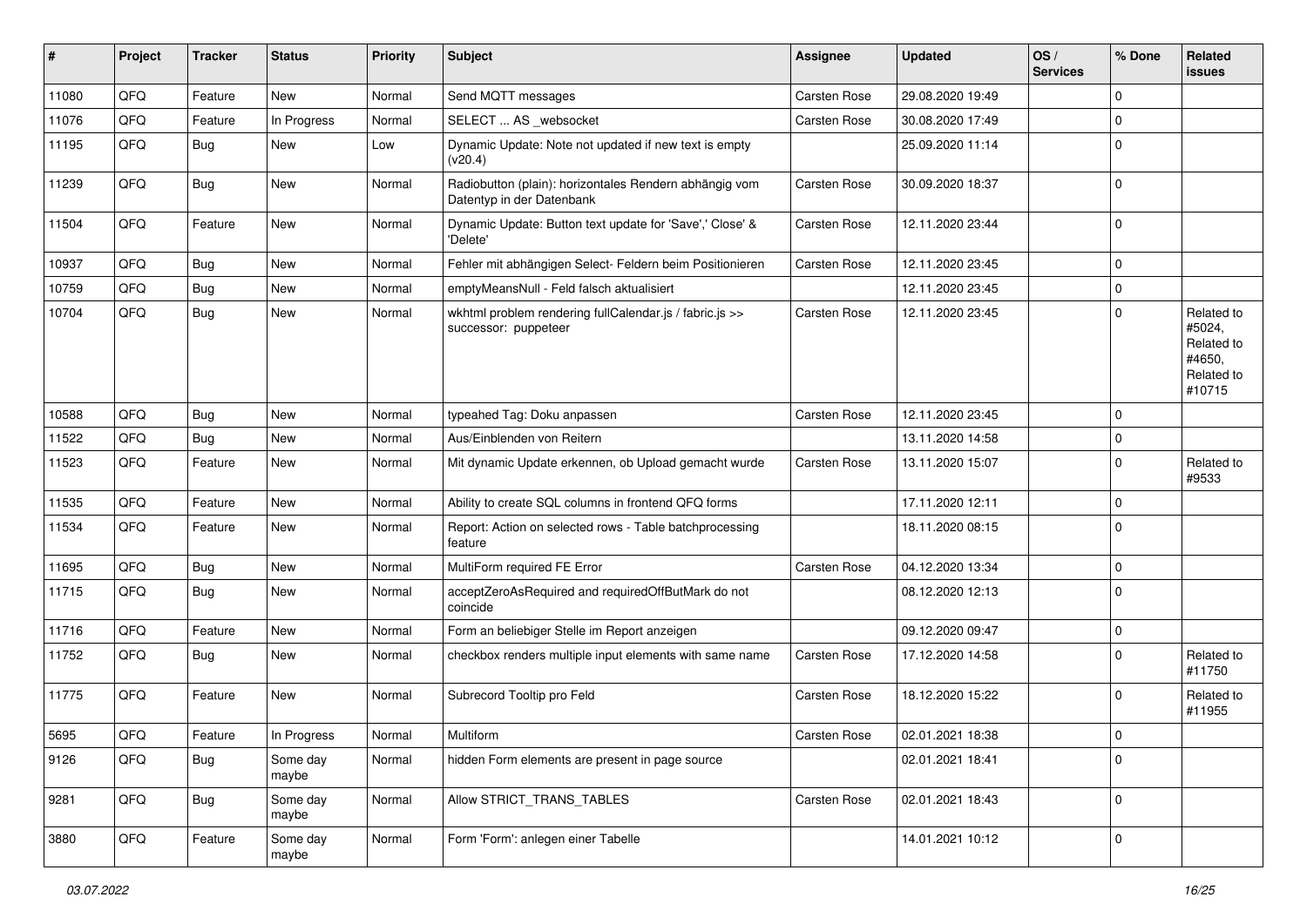| # | Project | Tracker | Status | Priority | Subject | Assignee | Updated | OS / Services | % Done | Related issues |
|---|---|---|---|---|---|---|---|---|---|---|
| 11080 | QFQ | Feature | New | Normal | Send MQTT messages | Carsten Rose | 29.08.2020 19:49 | | 0 | |
| 11076 | QFQ | Feature | In Progress | Normal | SELECT ... AS _websocket | Carsten Rose | 30.08.2020 17:49 | | 0 | |
| 11195 | QFQ | Bug | New | Low | Dynamic Update: Note not updated if new text is empty (v20.4) | | 25.09.2020 11:14 | | 0 | |
| 11239 | QFQ | Bug | New | Normal | Radiobutton (plain): horizontales Rendern abhängig vom Datentyp in der Datenbank | Carsten Rose | 30.09.2020 18:37 | | 0 | |
| 11504 | QFQ | Feature | New | Normal | Dynamic Update: Button text update for 'Save',' Close' & 'Delete' | Carsten Rose | 12.11.2020 23:44 | | 0 | |
| 10937 | QFQ | Bug | New | Normal | Fehler mit abhängigen Select- Feldern beim Positionieren | Carsten Rose | 12.11.2020 23:45 | | 0 | |
| 10759 | QFQ | Bug | New | Normal | emptyMeansNull - Feld falsch aktualisiert | | 12.11.2020 23:45 | | 0 | |
| 10704 | QFQ | Bug | New | Normal | wkhtml problem rendering fullCalendar.js / fabric.js >> successor: puppeteer | Carsten Rose | 12.11.2020 23:45 | | 0 | Related to #5024, Related to #4650, Related to #10715 |
| 10588 | QFQ | Bug | New | Normal | typeahed Tag: Doku anpassen | Carsten Rose | 12.11.2020 23:45 | | 0 | |
| 11522 | QFQ | Bug | New | Normal | Aus/Einblenden von Reitern | | 13.11.2020 14:58 | | 0 | |
| 11523 | QFQ | Feature | New | Normal | Mit dynamic Update erkennen, ob Upload gemacht wurde | Carsten Rose | 13.11.2020 15:07 | | 0 | Related to #9533 |
| 11535 | QFQ | Feature | New | Normal | Ability to create SQL columns in frontend QFQ forms | | 17.11.2020 12:11 | | 0 | |
| 11534 | QFQ | Feature | New | Normal | Report: Action on selected rows - Table batchprocessing feature | | 18.11.2020 08:15 | | 0 | |
| 11695 | QFQ | Bug | New | Normal | MultiForm required FE Error | Carsten Rose | 04.12.2020 13:34 | | 0 | |
| 11715 | QFQ | Bug | New | Normal | acceptZeroAsRequired and requiredOffButMark do not coincide | | 08.12.2020 12:13 | | 0 | |
| 11716 | QFQ | Feature | New | Normal | Form an beliebiger Stelle im Report anzeigen | | 09.12.2020 09:47 | | 0 | |
| 11752 | QFQ | Bug | New | Normal | checkbox renders multiple input elements with same name | Carsten Rose | 17.12.2020 14:58 | | 0 | Related to #11750 |
| 11775 | QFQ | Feature | New | Normal | Subrecord Tooltip pro Feld | Carsten Rose | 18.12.2020 15:22 | | 0 | Related to #11955 |
| 5695 | QFQ | Feature | In Progress | Normal | Multiform | Carsten Rose | 02.01.2021 18:38 | | 0 | |
| 9126 | QFQ | Bug | Some day maybe | Normal | hidden Form elements are present in page source | | 02.01.2021 18:41 | | 0 | |
| 9281 | QFQ | Bug | Some day maybe | Normal | Allow STRICT_TRANS_TABLES | Carsten Rose | 02.01.2021 18:43 | | 0 | |
| 3880 | QFQ | Feature | Some day maybe | Normal | Form 'Form': anlegen einer Tabelle | | 14.01.2021 10:12 | | 0 | |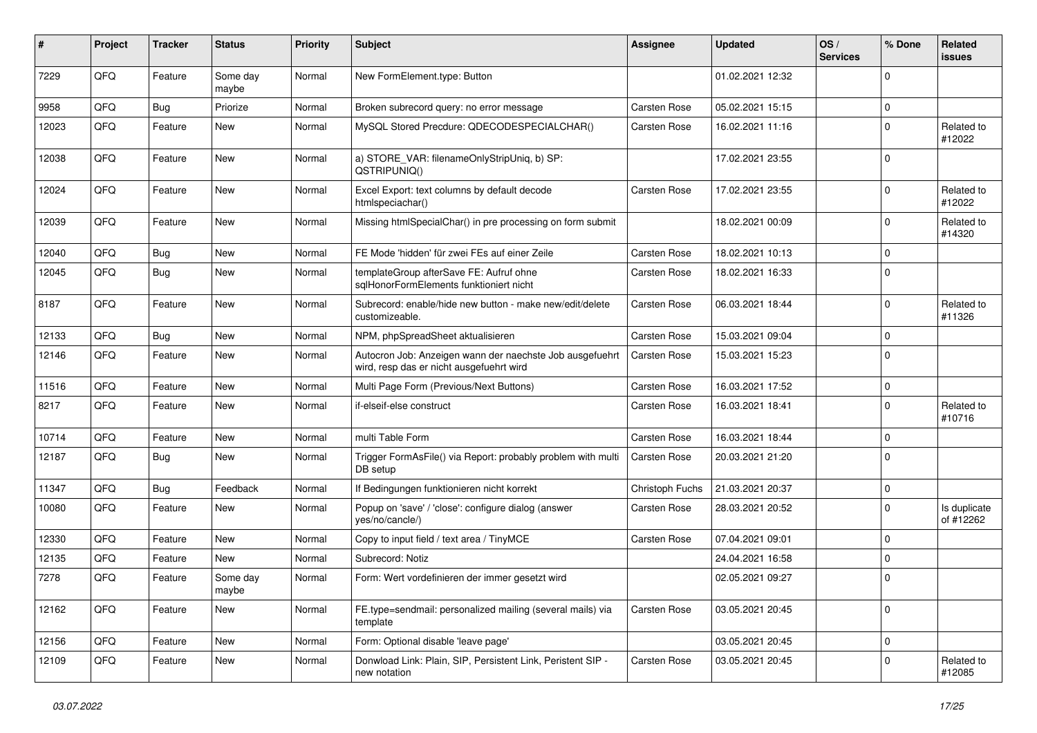| # | Project | Tracker | Status | Priority | Subject | Assignee | Updated | OS / Services | % Done | Related issues |
|---|---|---|---|---|---|---|---|---|---|---|
| 7229 | QFQ | Feature | Some day maybe | Normal | New FormElement.type: Button | | 01.02.2021 12:32 | | 0 | |
| 9958 | QFQ | Bug | Priorize | Normal | Broken subrecord query: no error message | Carsten Rose | 05.02.2021 15:15 | | 0 | |
| 12023 | QFQ | Feature | New | Normal | MySQL Stored Precdure: QDECODESPECIALCHAR() | Carsten Rose | 16.02.2021 11:16 | | 0 | Related to #12022 |
| 12038 | QFQ | Feature | New | Normal | a) STORE_VAR: filenameOnlyStripUniq, b) SP: QSTRIPUNIQ() | | 17.02.2021 23:55 | | 0 | |
| 12024 | QFQ | Feature | New | Normal | Excel Export: text columns by default decode htmlspeciachar() | Carsten Rose | 17.02.2021 23:55 | | 0 | Related to #12022 |
| 12039 | QFQ | Feature | New | Normal | Missing htmlSpecialChar() in pre processing on form submit | | 18.02.2021 00:09 | | 0 | Related to #14320 |
| 12040 | QFQ | Bug | New | Normal | FE Mode 'hidden' für zwei FEs auf einer Zeile | Carsten Rose | 18.02.2021 10:13 | | 0 | |
| 12045 | QFQ | Bug | New | Normal | templateGroup afterSave FE: Aufruf ohne sqlHonorFormElements funktioniert nicht | Carsten Rose | 18.02.2021 16:33 | | 0 | |
| 8187 | QFQ | Feature | New | Normal | Subrecord: enable/hide new button - make new/edit/delete customizeable. | Carsten Rose | 06.03.2021 18:44 | | 0 | Related to #11326 |
| 12133 | QFQ | Bug | New | Normal | NPM, phpSpreadSheet aktualisieren | Carsten Rose | 15.03.2021 09:04 | | 0 | |
| 12146 | QFQ | Feature | New | Normal | Autocron Job: Anzeigen wann der naechste Job ausgefuehrt wird, resp das er nicht ausgefuehrt wird | Carsten Rose | 15.03.2021 15:23 | | 0 | |
| 11516 | QFQ | Feature | New | Normal | Multi Page Form (Previous/Next Buttons) | Carsten Rose | 16.03.2021 17:52 | | 0 | |
| 8217 | QFQ | Feature | New | Normal | if-elseif-else construct | Carsten Rose | 16.03.2021 18:41 | | 0 | Related to #10716 |
| 10714 | QFQ | Feature | New | Normal | multi Table Form | Carsten Rose | 16.03.2021 18:44 | | 0 | |
| 12187 | QFQ | Bug | New | Normal | Trigger FormAsFile() via Report: probably problem with multi DB setup | Carsten Rose | 20.03.2021 21:20 | | 0 | |
| 11347 | QFQ | Bug | Feedback | Normal | If Bedingungen funktionieren nicht korrekt | Christoph Fuchs | 21.03.2021 20:37 | | 0 | |
| 10080 | QFQ | Feature | New | Normal | Popup on 'save' / 'close': configure dialog (answer yes/no/cancle/) | Carsten Rose | 28.03.2021 20:52 | | 0 | Is duplicate of #12262 |
| 12330 | QFQ | Feature | New | Normal | Copy to input field / text area / TinyMCE | Carsten Rose | 07.04.2021 09:01 | | 0 | |
| 12135 | QFQ | Feature | New | Normal | Subrecord: Notiz | | 24.04.2021 16:58 | | 0 | |
| 7278 | QFQ | Feature | Some day maybe | Normal | Form: Wert vordefinieren der immer gesetzt wird | | 02.05.2021 09:27 | | 0 | |
| 12162 | QFQ | Feature | New | Normal | FE.type=sendmail: personalized mailing (several mails) via template | Carsten Rose | 03.05.2021 20:45 | | 0 | |
| 12156 | QFQ | Feature | New | Normal | Form: Optional disable 'leave page' | | 03.05.2021 20:45 | | 0 | |
| 12109 | QFQ | Feature | New | Normal | Donwload Link: Plain, SIP, Persistent Link, Peristent SIP - new notation | Carsten Rose | 03.05.2021 20:45 | | 0 | Related to #12085 |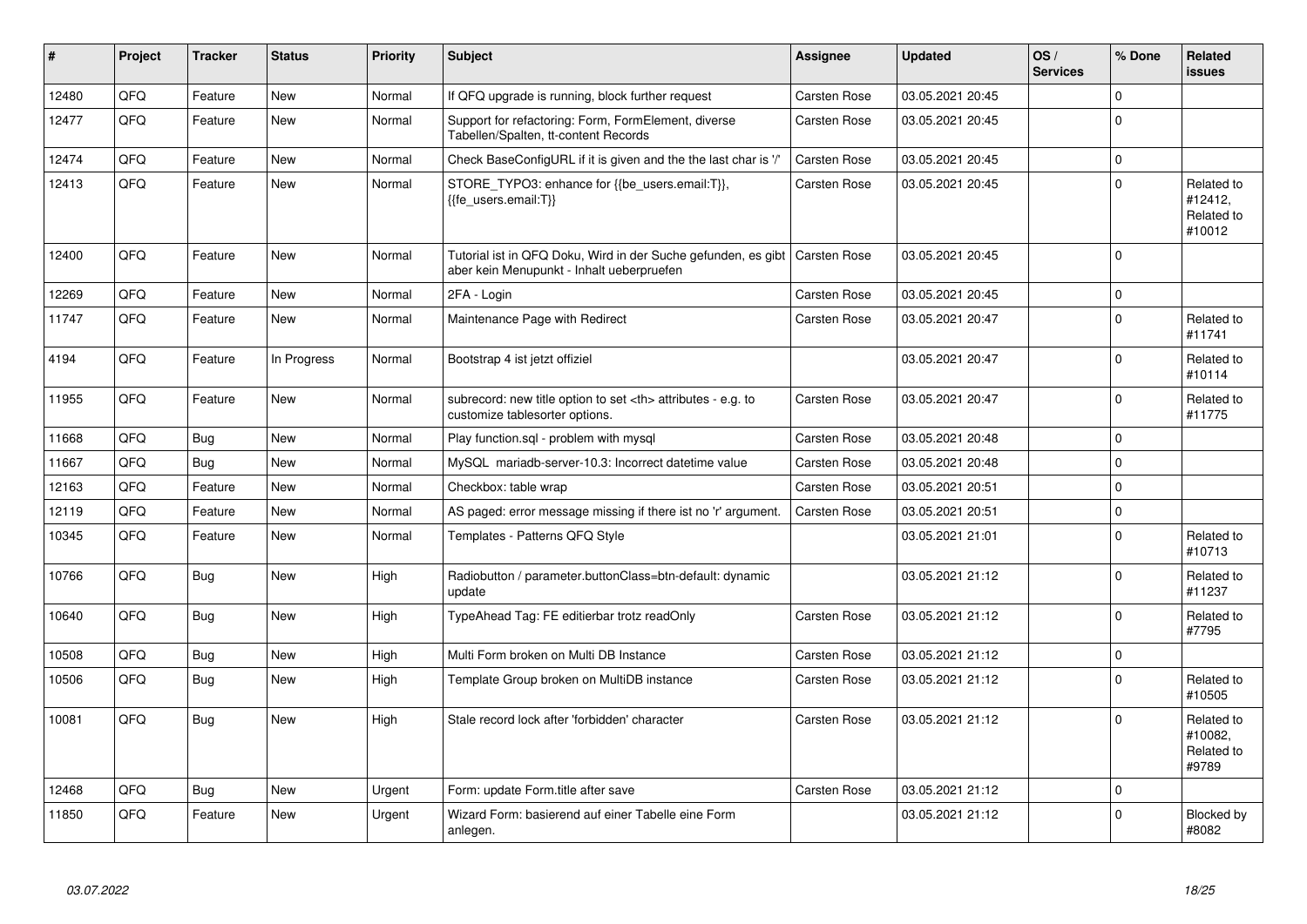| # | Project | Tracker | Status | Priority | Subject | Assignee | Updated | OS / Services | % Done | Related issues |
|---|---|---|---|---|---|---|---|---|---|---|
| 12480 | QFQ | Feature | New | Normal | If QFQ upgrade is running, block further request | Carsten Rose | 03.05.2021 20:45 | | 0 | |
| 12477 | QFQ | Feature | New | Normal | Support for refactoring: Form, FormElement, diverse Tabellen/Spalten, tt-content Records | Carsten Rose | 03.05.2021 20:45 | | 0 | |
| 12474 | QFQ | Feature | New | Normal | Check BaseConfigURL if it is given and the the last char is '/' | Carsten Rose | 03.05.2021 20:45 | | 0 | |
| 12413 | QFQ | Feature | New | Normal | STORE_TYPO3: enhance for {{be_users.email:T}}, {{fe_users.email:T}} | Carsten Rose | 03.05.2021 20:45 | | 0 | Related to #12412, Related to #10012 |
| 12400 | QFQ | Feature | New | Normal | Tutorial ist in QFQ Doku, Wird in der Suche gefunden, es gibt aber kein Menupunkt - Inhalt ueberpruefen | Carsten Rose | 03.05.2021 20:45 | | 0 | |
| 12269 | QFQ | Feature | New | Normal | 2FA - Login | Carsten Rose | 03.05.2021 20:45 | | 0 | |
| 11747 | QFQ | Feature | New | Normal | Maintenance Page with Redirect | Carsten Rose | 03.05.2021 20:47 | | 0 | Related to #11741 |
| 4194 | QFQ | Feature | In Progress | Normal | Bootstrap 4 ist jetzt offiziel | | 03.05.2021 20:47 | | 0 | Related to #10114 |
| 11955 | QFQ | Feature | New | Normal | subrecord: new title option to set <th> attributes - e.g. to customize tablesorter options. | Carsten Rose | 03.05.2021 20:47 | | 0 | Related to #11775 |
| 11668 | QFQ | Bug | New | Normal | Play function.sql - problem with mysql | Carsten Rose | 03.05.2021 20:48 | | 0 | |
| 11667 | QFQ | Bug | New | Normal | MySQL mariadb-server-10.3: Incorrect datetime value | Carsten Rose | 03.05.2021 20:48 | | 0 | |
| 12163 | QFQ | Feature | New | Normal | Checkbox: table wrap | Carsten Rose | 03.05.2021 20:51 | | 0 | |
| 12119 | QFQ | Feature | New | Normal | AS paged: error message missing if there ist no 'r' argument. | Carsten Rose | 03.05.2021 20:51 | | 0 | |
| 10345 | QFQ | Feature | New | Normal | Templates - Patterns QFQ Style | | 03.05.2021 21:01 | | 0 | Related to #10713 |
| 10766 | QFQ | Bug | New | High | Radiobutton / parameter.buttonClass=btn-default: dynamic update | | 03.05.2021 21:12 | | 0 | Related to #11237 |
| 10640 | QFQ | Bug | New | High | TypeAhead Tag: FE editierbar trotz readOnly | Carsten Rose | 03.05.2021 21:12 | | 0 | Related to #7795 |
| 10508 | QFQ | Bug | New | High | Multi Form broken on Multi DB Instance | Carsten Rose | 03.05.2021 21:12 | | 0 | |
| 10506 | QFQ | Bug | New | High | Template Group broken on MultiDB instance | Carsten Rose | 03.05.2021 21:12 | | 0 | Related to #10505 |
| 10081 | QFQ | Bug | New | High | Stale record lock after 'forbidden' character | Carsten Rose | 03.05.2021 21:12 | | 0 | Related to #10082, Related to #9789 |
| 12468 | QFQ | Bug | New | Urgent | Form: update Form.title after save | Carsten Rose | 03.05.2021 21:12 | | 0 | |
| 11850 | QFQ | Feature | New | Urgent | Wizard Form: basierend auf einer Tabelle eine Form anlegen. | | 03.05.2021 21:12 | | 0 | Blocked by #8082 |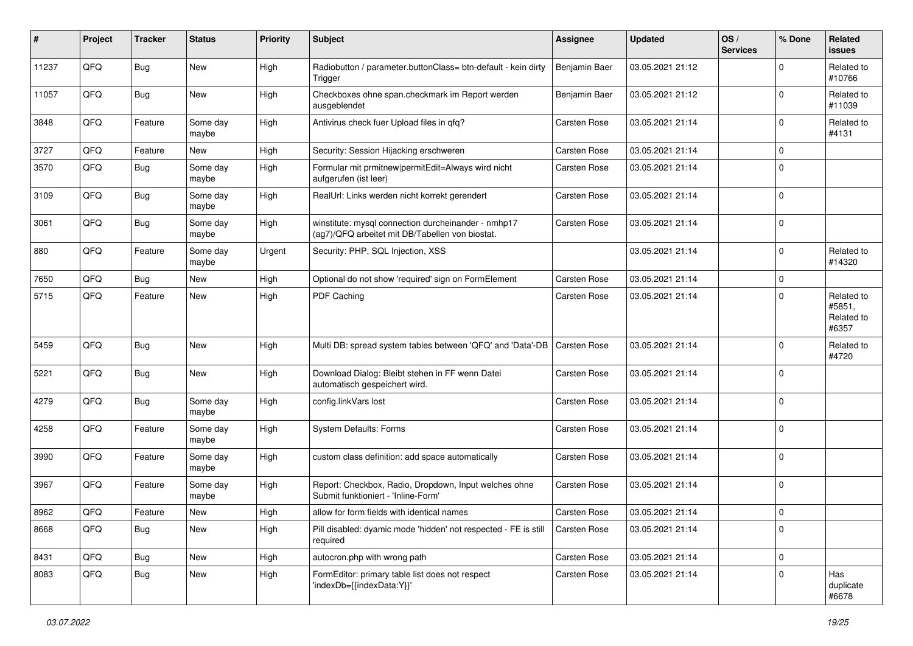| # | Project | Tracker | Status | Priority | Subject | Assignee | Updated | OS / Services | % Done | Related issues |
|---|---|---|---|---|---|---|---|---|---|---|
| 11237 | QFQ | Bug | New | High | Radiobutton / parameter.buttonClass= btn-default - kein dirty Trigger | Benjamin Baer | 03.05.2021 21:12 | | 0 | Related to #10766 |
| 11057 | QFQ | Bug | New | High | Checkboxes ohne span.checkmark im Report werden ausgeblendet | Benjamin Baer | 03.05.2021 21:12 | | 0 | Related to #11039 |
| 3848 | QFQ | Feature | Some day maybe | High | Antivirus check fuer Upload files in qfq? | Carsten Rose | 03.05.2021 21:14 | | 0 | Related to #4131 |
| 3727 | QFQ | Feature | New | High | Security: Session Hijacking erschweren | Carsten Rose | 03.05.2021 21:14 | | 0 | |
| 3570 | QFQ | Bug | Some day maybe | High | Formular mit prmitnew\|permitEdit=Always wird nicht aufgerufen (ist leer) | Carsten Rose | 03.05.2021 21:14 | | 0 | |
| 3109 | QFQ | Bug | Some day maybe | High | RealUrl: Links werden nicht korrekt gerendert | Carsten Rose | 03.05.2021 21:14 | | 0 | |
| 3061 | QFQ | Bug | Some day maybe | High | winstitute: mysql connection durcheinander - nmhp17 (ag7)/QFQ arbeitet mit DB/Tabellen von biostat. | Carsten Rose | 03.05.2021 21:14 | | 0 | |
| 880 | QFQ | Feature | Some day maybe | Urgent | Security: PHP, SQL Injection, XSS | | 03.05.2021 21:14 | | 0 | Related to #14320 |
| 7650 | QFQ | Bug | New | High | Optional do not show 'required' sign on FormElement | Carsten Rose | 03.05.2021 21:14 | | 0 | |
| 5715 | QFQ | Feature | New | High | PDF Caching | Carsten Rose | 03.05.2021 21:14 | | 0 | Related to #5851, Related to #6357 |
| 5459 | QFQ | Bug | New | High | Multi DB: spread system tables between 'QFQ' and 'Data'-DB | Carsten Rose | 03.05.2021 21:14 | | 0 | Related to #4720 |
| 5221 | QFQ | Bug | New | High | Download Dialog: Bleibt stehen in FF wenn Datei automatisch gespeichert wird. | Carsten Rose | 03.05.2021 21:14 | | 0 | |
| 4279 | QFQ | Bug | Some day maybe | High | config.linkVars lost | Carsten Rose | 03.05.2021 21:14 | | 0 | |
| 4258 | QFQ | Feature | Some day maybe | High | System Defaults: Forms | Carsten Rose | 03.05.2021 21:14 | | 0 | |
| 3990 | QFQ | Feature | Some day maybe | High | custom class definition: add space automatically | Carsten Rose | 03.05.2021 21:14 | | 0 | |
| 3967 | QFQ | Feature | Some day maybe | High | Report: Checkbox, Radio, Dropdown, Input welches ohne Submit funktioniert - 'Inline-Form' | Carsten Rose | 03.05.2021 21:14 | | 0 | |
| 8962 | QFQ | Feature | New | High | allow for form fields with identical names | Carsten Rose | 03.05.2021 21:14 | | 0 | |
| 8668 | QFQ | Bug | New | High | Pill disabled: dyamic mode 'hidden' not respected - FE is still required | Carsten Rose | 03.05.2021 21:14 | | 0 | |
| 8431 | QFQ | Bug | New | High | autocron.php with wrong path | Carsten Rose | 03.05.2021 21:14 | | 0 | |
| 8083 | QFQ | Bug | New | High | FormEditor: primary table list does not respect 'indexDb={{indexData:Y}}' | Carsten Rose | 03.05.2021 21:14 | | 0 | Has duplicate #6678 |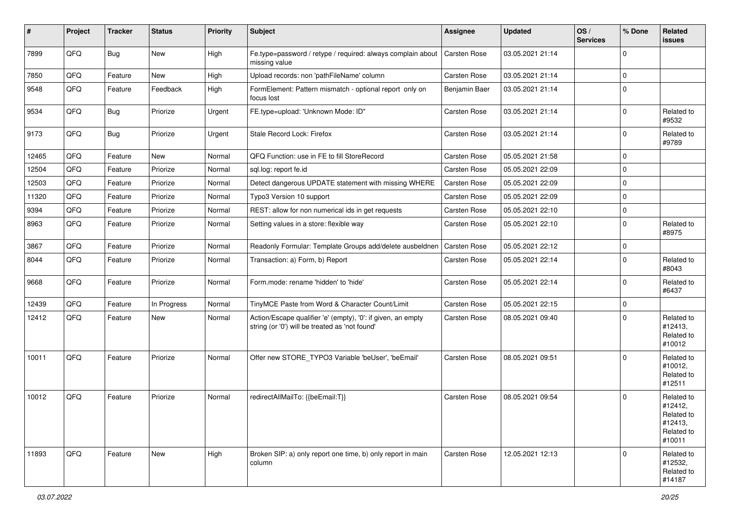| # | Project | Tracker | Status | Priority | Subject | Assignee | Updated | OS / Services | % Done | Related issues |
|---|---|---|---|---|---|---|---|---|---|---|
| 7899 | QFQ | Bug | New | High | Fe.type=password / retype / required: always complain about missing value | Carsten Rose | 03.05.2021 21:14 | | 0 | |
| 7850 | QFQ | Feature | New | High | Upload records: non 'pathFileName' column | Carsten Rose | 03.05.2021 21:14 | | 0 | |
| 9548 | QFQ | Feature | Feedback | High | FormElement: Pattern mismatch - optional report only on focus lost | Benjamin Baer | 03.05.2021 21:14 | | 0 | |
| 9534 | QFQ | Bug | Priorize | Urgent | FE.type=upload: 'Unknown Mode: ID" | Carsten Rose | 03.05.2021 21:14 | | 0 | Related to #9532 |
| 9173 | QFQ | Bug | Priorize | Urgent | Stale Record Lock: Firefox | Carsten Rose | 03.05.2021 21:14 | | 0 | Related to #9789 |
| 12465 | QFQ | Feature | New | Normal | QFQ Function: use in FE to fill StoreRecord | Carsten Rose | 05.05.2021 21:58 | | 0 | |
| 12504 | QFQ | Feature | Priorize | Normal | sql.log: report fe.id | Carsten Rose | 05.05.2021 22:09 | | 0 | |
| 12503 | QFQ | Feature | Priorize | Normal | Detect dangerous UPDATE statement with missing WHERE | Carsten Rose | 05.05.2021 22:09 | | 0 | |
| 11320 | QFQ | Feature | Priorize | Normal | Typo3 Version 10 support | Carsten Rose | 05.05.2021 22:09 | | 0 | |
| 9394 | QFQ | Feature | Priorize | Normal | REST: allow for non numerical ids in get requests | Carsten Rose | 05.05.2021 22:10 | | 0 | |
| 8963 | QFQ | Feature | Priorize | Normal | Setting values in a store: flexible way | Carsten Rose | 05.05.2021 22:10 | | 0 | Related to #8975 |
| 3867 | QFQ | Feature | Priorize | Normal | Readonly Formular: Template Groups add/delete ausbeldnen | Carsten Rose | 05.05.2021 22:12 | | 0 | |
| 8044 | QFQ | Feature | Priorize | Normal | Transaction: a) Form, b) Report | Carsten Rose | 05.05.2021 22:14 | | 0 | Related to #8043 |
| 9668 | QFQ | Feature | Priorize | Normal | Form.mode: rename 'hidden' to 'hide' | Carsten Rose | 05.05.2021 22:14 | | 0 | Related to #6437 |
| 12439 | QFQ | Feature | In Progress | Normal | TinyMCE Paste from Word & Character Count/Limit | Carsten Rose | 05.05.2021 22:15 | | 0 | |
| 12412 | QFQ | Feature | New | Normal | Action/Escape qualifier 'e' (empty), '0': if given, an empty string (or '0') will be treated as 'not found' | Carsten Rose | 08.05.2021 09:40 | | 0 | Related to #12413, Related to #10012 |
| 10011 | QFQ | Feature | Priorize | Normal | Offer new STORE_TYPO3 Variable 'beUser', 'beEmail' | Carsten Rose | 08.05.2021 09:51 | | 0 | Related to #10012, Related to #12511 |
| 10012 | QFQ | Feature | Priorize | Normal | redirectAllMailTo: {{beEmail:T}} | Carsten Rose | 08.05.2021 09:54 | | 0 | Related to #12412, Related to #12413, Related to #10011 |
| 11893 | QFQ | Feature | New | High | Broken SIP: a) only report one time, b) only report in main column | Carsten Rose | 12.05.2021 12:13 | | 0 | Related to #12532, Related to #14187 |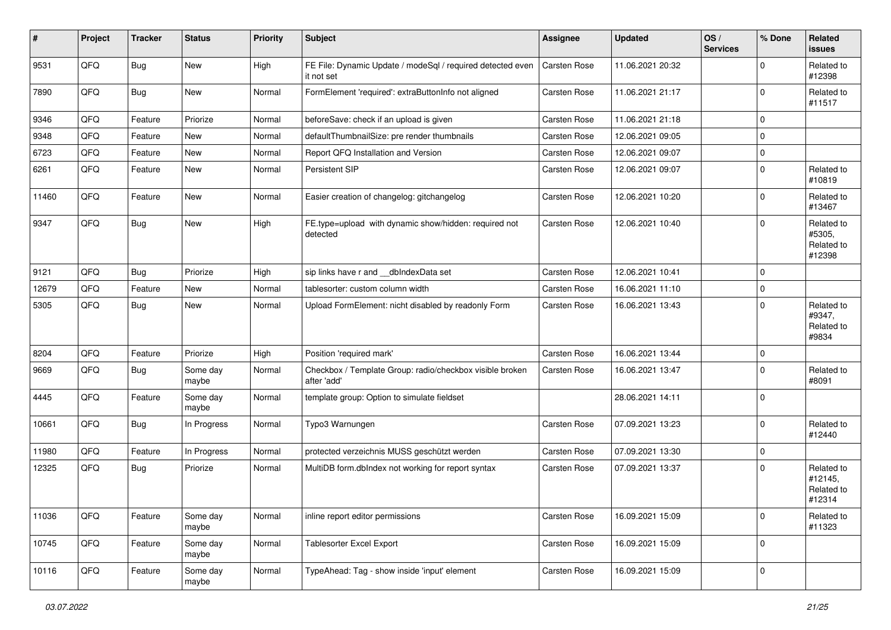| # | Project | Tracker | Status | Priority | Subject | Assignee | Updated | OS / Services | % Done | Related issues |
|---|---|---|---|---|---|---|---|---|---|---|
| 9531 | QFQ | Bug | New | High | FE File: Dynamic Update / modeSql / required detected even it not set | Carsten Rose | 11.06.2021 20:32 | | 0 | Related to #12398 |
| 7890 | QFQ | Bug | New | Normal | FormElement 'required': extraButtonInfo not aligned | Carsten Rose | 11.06.2021 21:17 | | 0 | Related to #11517 |
| 9346 | QFQ | Feature | Priorize | Normal | beforeSave: check if an upload is given | Carsten Rose | 11.06.2021 21:18 | | 0 | |
| 9348 | QFQ | Feature | New | Normal | defaultThumbnailSize: pre render thumbnails | Carsten Rose | 12.06.2021 09:05 | | 0 | |
| 6723 | QFQ | Feature | New | Normal | Report QFQ Installation and Version | Carsten Rose | 12.06.2021 09:07 | | 0 | |
| 6261 | QFQ | Feature | New | Normal | Persistent SIP | Carsten Rose | 12.06.2021 09:07 | | 0 | Related to #10819 |
| 11460 | QFQ | Feature | New | Normal | Easier creation of changelog: gitchangelog | Carsten Rose | 12.06.2021 10:20 | | 0 | Related to #13467 |
| 9347 | QFQ | Bug | New | High | FE.type=upload with dynamic show/hidden: required not detected | Carsten Rose | 12.06.2021 10:40 | | 0 | Related to #5305, Related to #12398 |
| 9121 | QFQ | Bug | Priorize | High | sip links have r and __dbIndexData set | Carsten Rose | 12.06.2021 10:41 | | 0 | |
| 12679 | QFQ | Feature | New | Normal | tablesorter: custom column width | Carsten Rose | 16.06.2021 11:10 | | 0 | |
| 5305 | QFQ | Bug | New | Normal | Upload FormElement: nicht disabled by readonly Form | Carsten Rose | 16.06.2021 13:43 | | 0 | Related to #9347, Related to #9834 |
| 8204 | QFQ | Feature | Priorize | High | Position 'required mark' | Carsten Rose | 16.06.2021 13:44 | | 0 | |
| 9669 | QFQ | Bug | Some day maybe | Normal | Checkbox / Template Group: radio/checkbox visible broken after 'add' | Carsten Rose | 16.06.2021 13:47 | | 0 | Related to #8091 |
| 4445 | QFQ | Feature | Some day maybe | Normal | template group: Option to simulate fieldset | | 28.06.2021 14:11 | | 0 | |
| 10661 | QFQ | Bug | In Progress | Normal | Typo3 Warnungen | Carsten Rose | 07.09.2021 13:23 | | 0 | Related to #12440 |
| 11980 | QFQ | Feature | In Progress | Normal | protected verzeichnis MUSS geschützt werden | Carsten Rose | 07.09.2021 13:30 | | 0 | |
| 12325 | QFQ | Bug | Priorize | Normal | MultiDB form.dbIndex not working for report syntax | Carsten Rose | 07.09.2021 13:37 | | 0 | Related to #12145, Related to #12314 |
| 11036 | QFQ | Feature | Some day maybe | Normal | inline report editor permissions | Carsten Rose | 16.09.2021 15:09 | | 0 | Related to #11323 |
| 10745 | QFQ | Feature | Some day maybe | Normal | Tablesorter Excel Export | Carsten Rose | 16.09.2021 15:09 | | 0 | |
| 10116 | QFQ | Feature | Some day maybe | Normal | TypeAhead: Tag - show inside 'input' element | Carsten Rose | 16.09.2021 15:09 | | 0 | |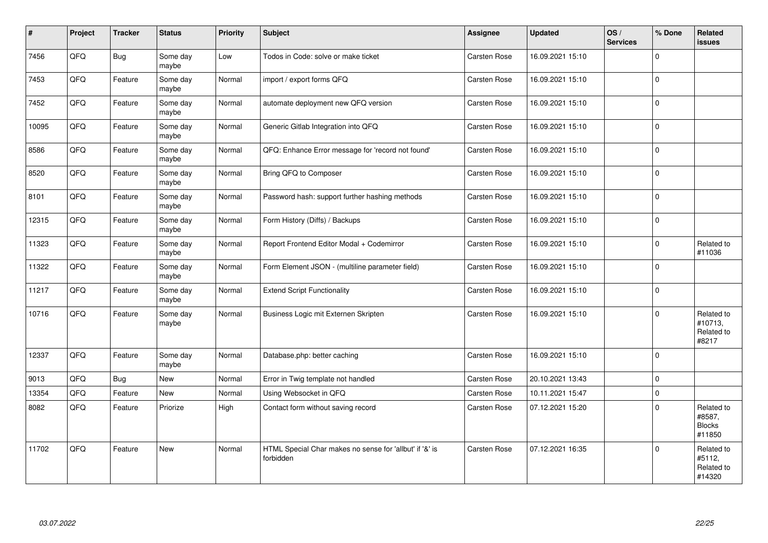| # | Project | Tracker | Status | Priority | Subject | Assignee | Updated | OS / Services | % Done | Related issues |
|---|---|---|---|---|---|---|---|---|---|---|
| 7456 | QFQ | Bug | Some day maybe | Low | Todos in Code: solve or make ticket | Carsten Rose | 16.09.2021 15:10 | | 0 | |
| 7453 | QFQ | Feature | Some day maybe | Normal | import / export forms QFQ | Carsten Rose | 16.09.2021 15:10 | | 0 | |
| 7452 | QFQ | Feature | Some day maybe | Normal | automate deployment new QFQ version | Carsten Rose | 16.09.2021 15:10 | | 0 | |
| 10095 | QFQ | Feature | Some day maybe | Normal | Generic Gitlab Integration into QFQ | Carsten Rose | 16.09.2021 15:10 | | 0 | |
| 8586 | QFQ | Feature | Some day maybe | Normal | QFQ: Enhance Error message for 'record not found' | Carsten Rose | 16.09.2021 15:10 | | 0 | |
| 8520 | QFQ | Feature | Some day maybe | Normal | Bring QFQ to Composer | Carsten Rose | 16.09.2021 15:10 | | 0 | |
| 8101 | QFQ | Feature | Some day maybe | Normal | Password hash: support further hashing methods | Carsten Rose | 16.09.2021 15:10 | | 0 | |
| 12315 | QFQ | Feature | Some day maybe | Normal | Form History (Diffs) / Backups | Carsten Rose | 16.09.2021 15:10 | | 0 | |
| 11323 | QFQ | Feature | Some day maybe | Normal | Report Frontend Editor Modal + Codemirror | Carsten Rose | 16.09.2021 15:10 | | 0 | Related to #11036 |
| 11322 | QFQ | Feature | Some day maybe | Normal | Form Element JSON - (multiline parameter field) | Carsten Rose | 16.09.2021 15:10 | | 0 | |
| 11217 | QFQ | Feature | Some day maybe | Normal | Extend Script Functionality | Carsten Rose | 16.09.2021 15:10 | | 0 | |
| 10716 | QFQ | Feature | Some day maybe | Normal | Business Logic mit Externen Skripten | Carsten Rose | 16.09.2021 15:10 | | 0 | Related to #10713, Related to #8217 |
| 12337 | QFQ | Feature | Some day maybe | Normal | Database.php: better caching | Carsten Rose | 16.09.2021 15:10 | | 0 | |
| 9013 | QFQ | Bug | New | Normal | Error in Twig template not handled | Carsten Rose | 20.10.2021 13:43 | | 0 | |
| 13354 | QFQ | Feature | New | Normal | Using Websocket in QFQ | Carsten Rose | 10.11.2021 15:47 | | 0 | |
| 8082 | QFQ | Feature | Priorize | High | Contact form without saving record | Carsten Rose | 07.12.2021 15:20 | | 0 | Related to #8587, Blocks #11850 |
| 11702 | QFQ | Feature | New | Normal | HTML Special Char makes no sense for 'allbut' if '&' is forbidden | Carsten Rose | 07.12.2021 16:35 | | 0 | Related to #5112, Related to #14320 |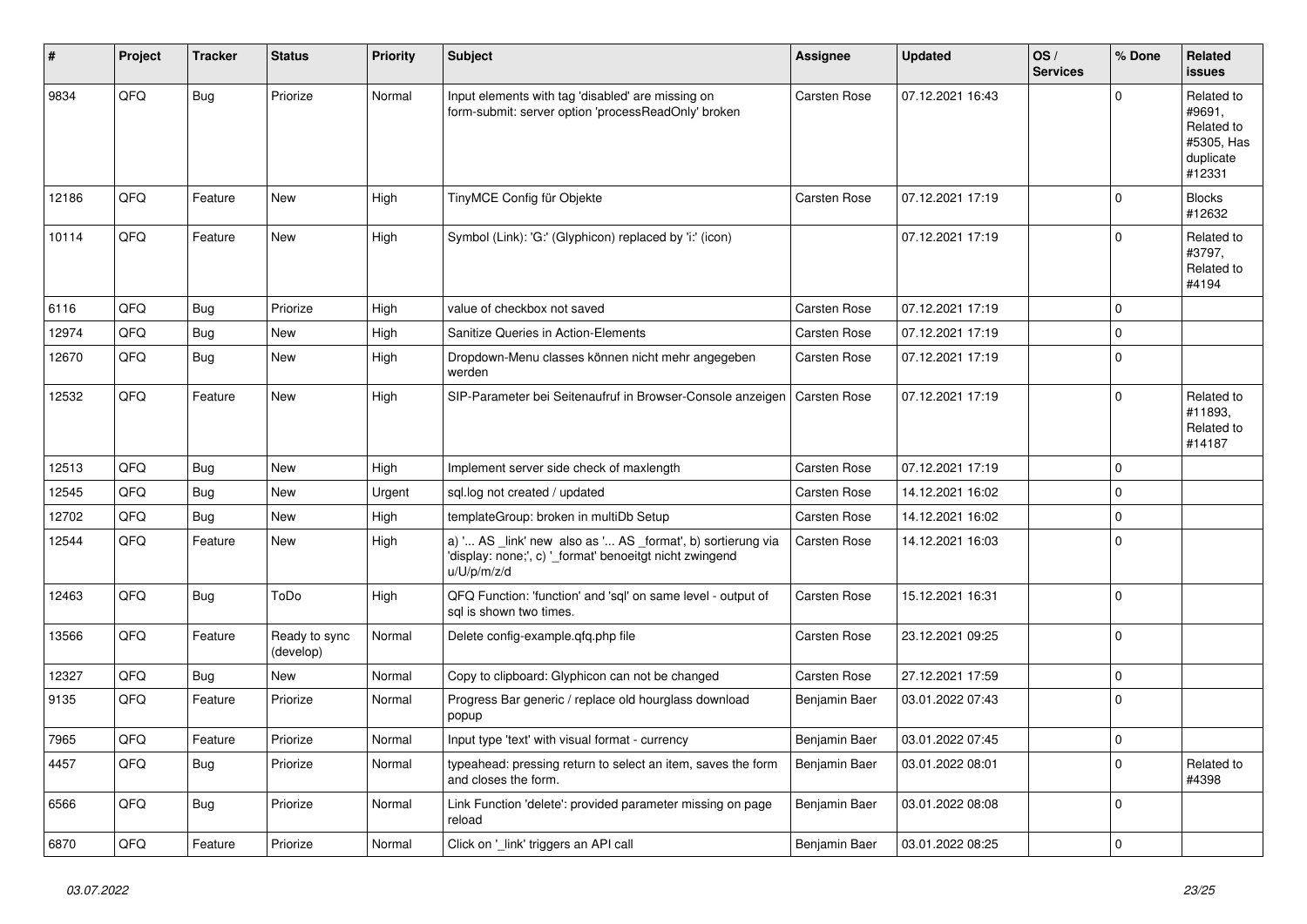| # | Project | Tracker | Status | Priority | Subject | Assignee | Updated | OS / Services | % Done | Related issues |
|---|---|---|---|---|---|---|---|---|---|---|
| 9834 | QFQ | Bug | Priorize | Normal | Input elements with tag 'disabled' are missing on form-submit: server option 'processReadOnly' broken | Carsten Rose | 07.12.2021 16:43 | | 0 | Related to #9691, Related to #5305, Has duplicate #12331 |
| 12186 | QFQ | Feature | New | High | TinyMCE Config für Objekte | Carsten Rose | 07.12.2021 17:19 | | 0 | Blocks #12632 |
| 10114 | QFQ | Feature | New | High | Symbol (Link): 'G:' (Glyphicon) replaced by 'i:' (icon) | | 07.12.2021 17:19 | | 0 | Related to #3797, Related to #4194 |
| 6116 | QFQ | Bug | Priorize | High | value of checkbox not saved | Carsten Rose | 07.12.2021 17:19 | | 0 | |
| 12974 | QFQ | Bug | New | High | Sanitize Queries in Action-Elements | Carsten Rose | 07.12.2021 17:19 | | 0 | |
| 12670 | QFQ | Bug | New | High | Dropdown-Menu classes können nicht mehr angegeben werden | Carsten Rose | 07.12.2021 17:19 | | 0 | |
| 12532 | QFQ | Feature | New | High | SIP-Parameter bei Seitenaufruf in Browser-Console anzeigen | Carsten Rose | 07.12.2021 17:19 | | 0 | Related to #11893, Related to #14187 |
| 12513 | QFQ | Bug | New | High | Implement server side check of maxlength | Carsten Rose | 07.12.2021 17:19 | | 0 | |
| 12545 | QFQ | Bug | New | Urgent | sql.log not created / updated | Carsten Rose | 14.12.2021 16:02 | | 0 | |
| 12702 | QFQ | Bug | New | High | templateGroup: broken in multiDb Setup | Carsten Rose | 14.12.2021 16:02 | | 0 | |
| 12544 | QFQ | Feature | New | High | a) '... AS _link' new also as '... AS _format', b) sortierung via 'display: none;', c) '_format' benoeitgt nicht zwingend u/U/p/m/z/d | Carsten Rose | 14.12.2021 16:03 | | 0 | |
| 12463 | QFQ | Bug | ToDo | High | QFQ Function: 'function' and 'sql' on same level - output of sql is shown two times. | Carsten Rose | 15.12.2021 16:31 | | 0 | |
| 13566 | QFQ | Feature | Ready to sync (develop) | Normal | Delete config-example.qfq.php file | Carsten Rose | 23.12.2021 09:25 | | 0 | |
| 12327 | QFQ | Bug | New | Normal | Copy to clipboard: Glyphicon can not be changed | Carsten Rose | 27.12.2021 17:59 | | 0 | |
| 9135 | QFQ | Feature | Priorize | Normal | Progress Bar generic / replace old hourglass download popup | Benjamin Baer | 03.01.2022 07:43 | | 0 | |
| 7965 | QFQ | Feature | Priorize | Normal | Input type 'text' with visual format - currency | Benjamin Baer | 03.01.2022 07:45 | | 0 | |
| 4457 | QFQ | Bug | Priorize | Normal | typeahead: pressing return to select an item, saves the form and closes the form. | Benjamin Baer | 03.01.2022 08:01 | | 0 | Related to #4398 |
| 6566 | QFQ | Bug | Priorize | Normal | Link Function 'delete': provided parameter missing on page reload | Benjamin Baer | 03.01.2022 08:08 | | 0 | |
| 6870 | QFQ | Feature | Priorize | Normal | Click on '_link' triggers an API call | Benjamin Baer | 03.01.2022 08:25 | | 0 | |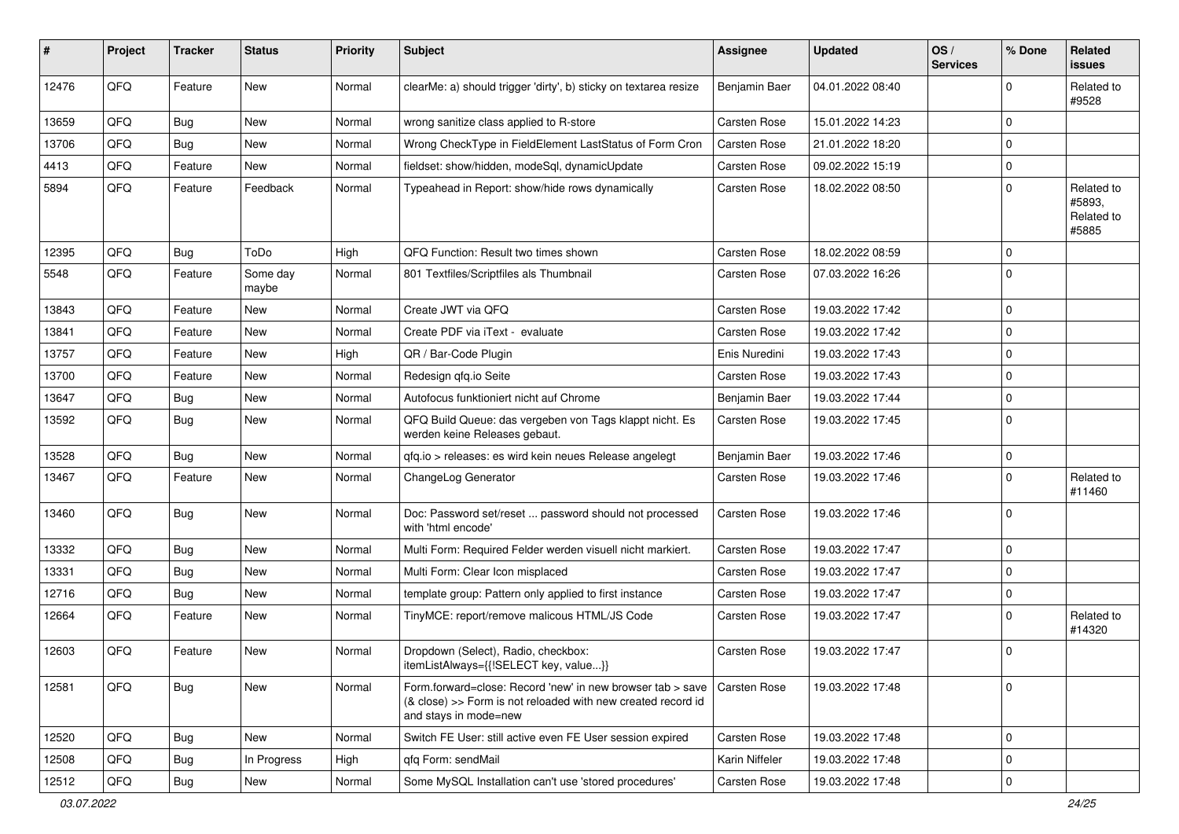| # | Project | Tracker | Status | Priority | Subject | Assignee | Updated | OS / Services | % Done | Related issues |
|---|---|---|---|---|---|---|---|---|---|---|
| 12476 | QFQ | Feature | New | Normal | clearMe: a) should trigger 'dirty', b) sticky on textarea resize | Benjamin Baer | 04.01.2022 08:40 | | 0 | Related to #9528 |
| 13659 | QFQ | Bug | New | Normal | wrong sanitize class applied to R-store | Carsten Rose | 15.01.2022 14:23 | | 0 | |
| 13706 | QFQ | Bug | New | Normal | Wrong CheckType in FieldElement LastStatus of Form Cron | Carsten Rose | 21.01.2022 18:20 | | 0 | |
| 4413 | QFQ | Feature | New | Normal | fieldset: show/hidden, modeSql, dynamicUpdate | Carsten Rose | 09.02.2022 15:19 | | 0 | |
| 5894 | QFQ | Feature | Feedback | Normal | Typeahead in Report: show/hide rows dynamically | Carsten Rose | 18.02.2022 08:50 | | 0 | Related to #5893, Related to #5885 |
| 12395 | QFQ | Bug | ToDo | High | QFQ Function: Result two times shown | Carsten Rose | 18.02.2022 08:59 | | 0 | |
| 5548 | QFQ | Feature | Some day maybe | Normal | 801 Textfiles/Scriptfiles als Thumbnail | Carsten Rose | 07.03.2022 16:26 | | 0 | |
| 13843 | QFQ | Feature | New | Normal | Create JWT via QFQ | Carsten Rose | 19.03.2022 17:42 | | 0 | |
| 13841 | QFQ | Feature | New | Normal | Create PDF via iText - evaluate | Carsten Rose | 19.03.2022 17:42 | | 0 | |
| 13757 | QFQ | Feature | New | High | QR / Bar-Code Plugin | Enis Nuredini | 19.03.2022 17:43 | | 0 | |
| 13700 | QFQ | Feature | New | Normal | Redesign qfq.io Seite | Carsten Rose | 19.03.2022 17:43 | | 0 | |
| 13647 | QFQ | Bug | New | Normal | Autofocus funktioniert nicht auf Chrome | Benjamin Baer | 19.03.2022 17:44 | | 0 | |
| 13592 | QFQ | Bug | New | Normal | QFQ Build Queue: das vergeben von Tags klappt nicht. Es werden keine Releases gebaut. | Carsten Rose | 19.03.2022 17:45 | | 0 | |
| 13528 | QFQ | Bug | New | Normal | qfq.io > releases: es wird kein neues Release angelegt | Benjamin Baer | 19.03.2022 17:46 | | 0 | |
| 13467 | QFQ | Feature | New | Normal | ChangeLog Generator | Carsten Rose | 19.03.2022 17:46 | | 0 | Related to #11460 |
| 13460 | QFQ | Bug | New | Normal | Doc: Password set/reset ... password should not processed with 'html encode' | Carsten Rose | 19.03.2022 17:46 | | 0 | |
| 13332 | QFQ | Bug | New | Normal | Multi Form: Required Felder werden visuell nicht markiert. | Carsten Rose | 19.03.2022 17:47 | | 0 | |
| 13331 | QFQ | Bug | New | Normal | Multi Form: Clear Icon misplaced | Carsten Rose | 19.03.2022 17:47 | | 0 | |
| 12716 | QFQ | Bug | New | Normal | template group: Pattern only applied to first instance | Carsten Rose | 19.03.2022 17:47 | | 0 | |
| 12664 | QFQ | Feature | New | Normal | TinyMCE: report/remove malicous HTML/JS Code | Carsten Rose | 19.03.2022 17:47 | | 0 | Related to #14320 |
| 12603 | QFQ | Feature | New | Normal | Dropdown (Select), Radio, checkbox: itemListAlways={{!SELECT key, value...}} | Carsten Rose | 19.03.2022 17:47 | | 0 | |
| 12581 | QFQ | Bug | New | Normal | Form.forward=close: Record 'new' in new browser tab > save (& close) >> Form is not reloaded with new created record id and stays in mode=new | Carsten Rose | 19.03.2022 17:48 | | 0 | |
| 12520 | QFQ | Bug | New | Normal | Switch FE User: still active even FE User session expired | Carsten Rose | 19.03.2022 17:48 | | 0 | |
| 12508 | QFQ | Bug | In Progress | High | qfq Form: sendMail | Karin Niffeler | 19.03.2022 17:48 | | 0 | |
| 12512 | QFQ | Bug | New | Normal | Some MySQL Installation can't use 'stored procedures' | Carsten Rose | 19.03.2022 17:48 | | 0 | |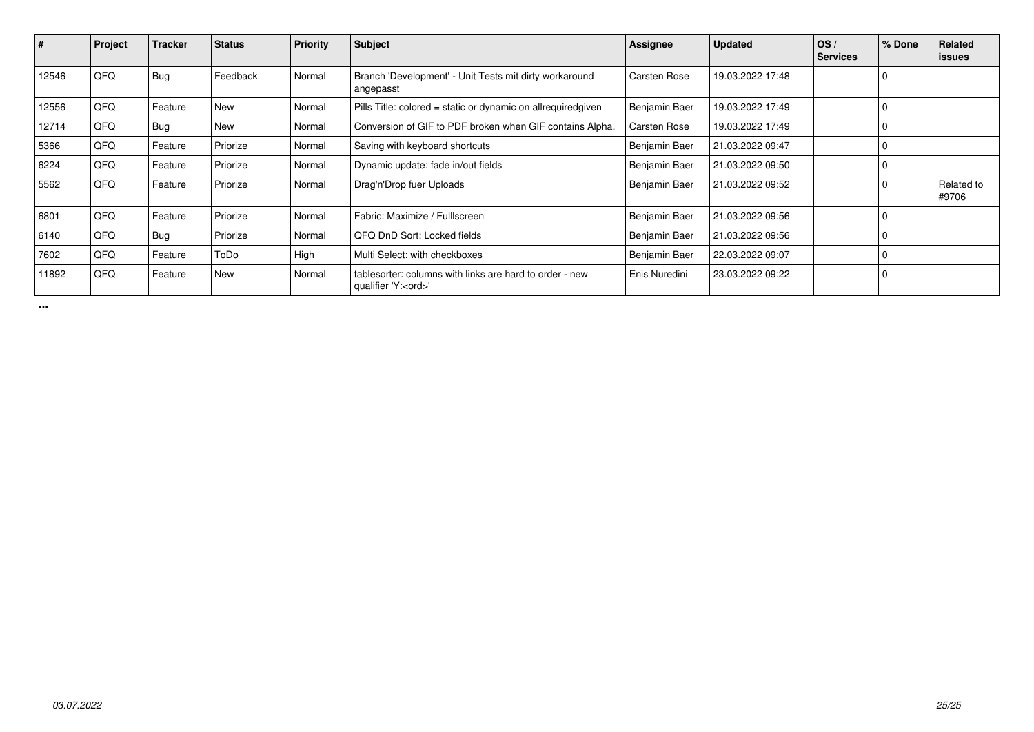| # | Project | Tracker | Status | Priority | Subject | Assignee | Updated | OS / Services | % Done | Related issues |
|---|---|---|---|---|---|---|---|---|---|---|
| 12546 | QFQ | Bug | Feedback | Normal | Branch 'Development' - Unit Tests mit dirty workaround angepasst | Carsten Rose | 19.03.2022 17:48 | | 0 | |
| 12556 | QFQ | Feature | New | Normal | Pills Title: colored = static or dynamic on allrequiredgiven | Benjamin Baer | 19.03.2022 17:49 | | 0 | |
| 12714 | QFQ | Bug | New | Normal | Conversion of GIF to PDF broken when GIF contains Alpha. | Carsten Rose | 19.03.2022 17:49 | | 0 | |
| 5366 | QFQ | Feature | Priorize | Normal | Saving with keyboard shortcuts | Benjamin Baer | 21.03.2022 09:47 | | 0 | |
| 6224 | QFQ | Feature | Priorize | Normal | Dynamic update: fade in/out fields | Benjamin Baer | 21.03.2022 09:50 | | 0 | |
| 5562 | QFQ | Feature | Priorize | Normal | Drag'n'Drop fuer Uploads | Benjamin Baer | 21.03.2022 09:52 | | 0 | Related to #9706 |
| 6801 | QFQ | Feature | Priorize | Normal | Fabric: Maximize / Fulllscreen | Benjamin Baer | 21.03.2022 09:56 | | 0 | |
| 6140 | QFQ | Bug | Priorize | Normal | QFQ DnD Sort: Locked fields | Benjamin Baer | 21.03.2022 09:56 | | 0 | |
| 7602 | QFQ | Feature | ToDo | High | Multi Select: with checkboxes | Benjamin Baer | 22.03.2022 09:07 | | 0 | |
| 11892 | QFQ | Feature | New | Normal | tablesorter: columns with links are hard to order - new qualifier 'Y:<ord>' | Enis Nuredini | 23.03.2022 09:22 | | 0 | |

...